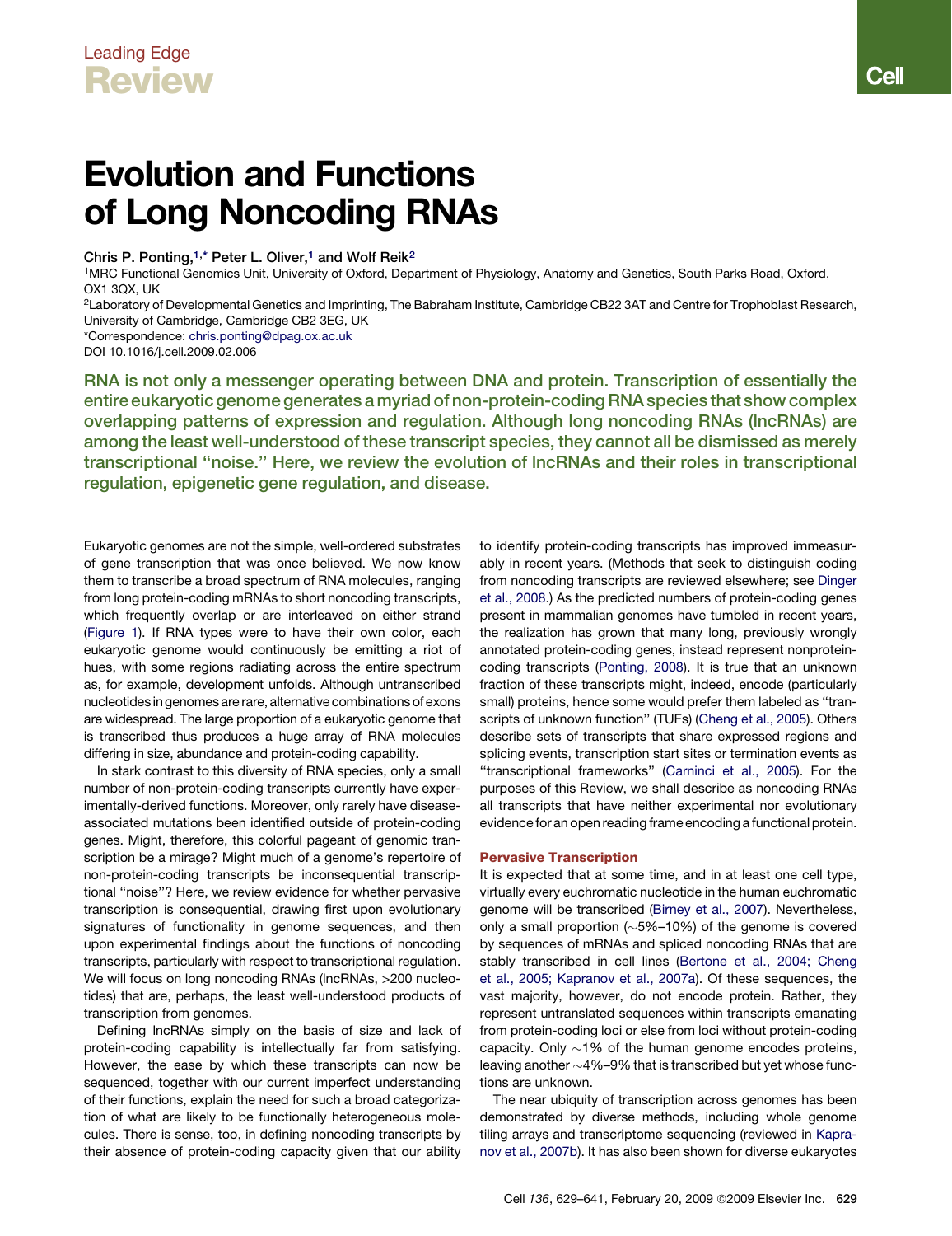Leading Edge

**Review**

# Evolution and Functions of Long Noncoding RNAs

Chris P. Ponting,[1,*] Peter L. Oliver,[1] and Wolf Reik[2]

[1]MRC Functional Genomics Unit, University of Oxford, Department of Physiology, Anatomy and Genetics, South Parks Road, Oxford, OX1 3QX, UK

[2]Laboratory of Developmental Genetics and Imprinting, The Babraham Institute, Cambridge CB22 3AT and Centre for Trophoblast Research, University of Cambridge, Cambridge CB2 3EG, UK

*Correspondence: chris.ponting@dpag.ox.ac.uk

DOI 10.1016/j.cell.2009.02.006

**RNA is not only a messenger operating between DNA and protein. Transcription of essentially the entire eukaryotic genome generates a myriad of non-protein-coding RNA species that show complex overlapping patterns of expression and regulation. Although long noncoding RNAs (lncRNAs) are among the least well-understood of these transcript species, they cannot all be dismissed as merely transcriptional "noise." Here, we review the evolution of lncRNAs and their roles in transcriptional regulation, epigenetic gene regulation, and disease.**

Eukaryotic genomes are not the simple, well-ordered substrates of gene transcription that was once believed. We now know them to transcribe a broad spectrum of RNA molecules, ranging from long protein-coding mRNAs to short noncoding transcripts, which frequently overlap or are interleaved on either strand (Figure 1). If RNA types were to have their own color, each eukaryotic genome would continuously be emitting a riot of hues, with some regions radiating across the entire spectrum as, for example, development unfolds. Although untranscribed nucleotides in genomes are rare, alternative combinations of exons are widespread. The large proportion of a eukaryotic genome that is transcribed thus produces a huge array of RNA molecules differing in size, abundance and protein-coding capability.

In stark contrast to this diversity of RNA species, only a small number of non-protein-coding transcripts currently have experimentally-derived functions. Moreover, only rarely have disease-associated mutations been identified outside of protein-coding genes. Might, therefore, this colorful pageant of genomic transcription be a mirage? Might much of a genome's repertoire of non-protein-coding transcripts be inconsequential transcriptional "noise"? Here, we review evidence for whether pervasive transcription is consequential, drawing first upon evolutionary signatures of functionality in genome sequences, and then upon experimental findings about the functions of noncoding transcripts, particularly with respect to transcriptional regulation. We will focus on long noncoding RNAs (lncRNAs, >200 nucleotides) that are, perhaps, the least well-understood products of transcription from genomes.

Defining lncRNAs simply on the basis of size and lack of protein-coding capability is intellectually far from satisfying. However, the ease by which these transcripts can now be sequenced, together with our current imperfect understanding of their functions, explain the need for such a broad categorization of what are likely to be functionally heterogeneous molecules. There is sense, too, in defining noncoding transcripts by their absence of protein-coding capacity given that our ability to identify protein-coding transcripts has improved immeasurably in recent years. (Methods that seek to distinguish coding from noncoding transcripts are reviewed elsewhere; see Dinger et al., 2008.) As the predicted numbers of protein-coding genes present in mammalian genomes have tumbled in recent years, the realization has grown that many long, previously wrongly annotated protein-coding genes, instead represent nonprotein-coding transcripts (Ponting, 2008). It is true that an unknown fraction of these transcripts might, indeed, encode (particularly small) proteins, hence some would prefer them labeled as "transcripts of unknown function" (TUFs) (Cheng et al., 2005). Others describe sets of transcripts that share expressed regions and splicing events, transcription start sites or termination events as "transcriptional frameworks" (Carninci et al., 2005). For the purposes of this Review, we shall describe as noncoding RNAs all transcripts that have neither experimental nor evolutionary evidence for an open reading frame encoding a functional protein.

## Pervasive Transcription

It is expected that at some time, and in at least one cell type, virtually every euchromatic nucleotide in the human euchromatic genome will be transcribed (Birney et al., 2007). Nevertheless, only a small proportion (~5%–10%) of the genome is covered by sequences of mRNAs and spliced noncoding RNAs that are stably transcribed in cell lines (Bertone et al., 2004; Cheng et al., 2005; Kapranov et al., 2007a). Of these sequences, the vast majority, however, do not encode protein. Rather, they represent untranslated sequences within transcripts emanating from protein-coding loci or else from loci without protein-coding capacity. Only ~1% of the human genome encodes proteins, leaving another ~4%–9% that is transcribed but yet whose functions are unknown.

The near ubiquity of transcription across genomes has been demonstrated by diverse methods, including whole genome tiling arrays and transcriptome sequencing (reviewed in Kapranov et al., 2007b). It has also been shown for diverse eukaryotes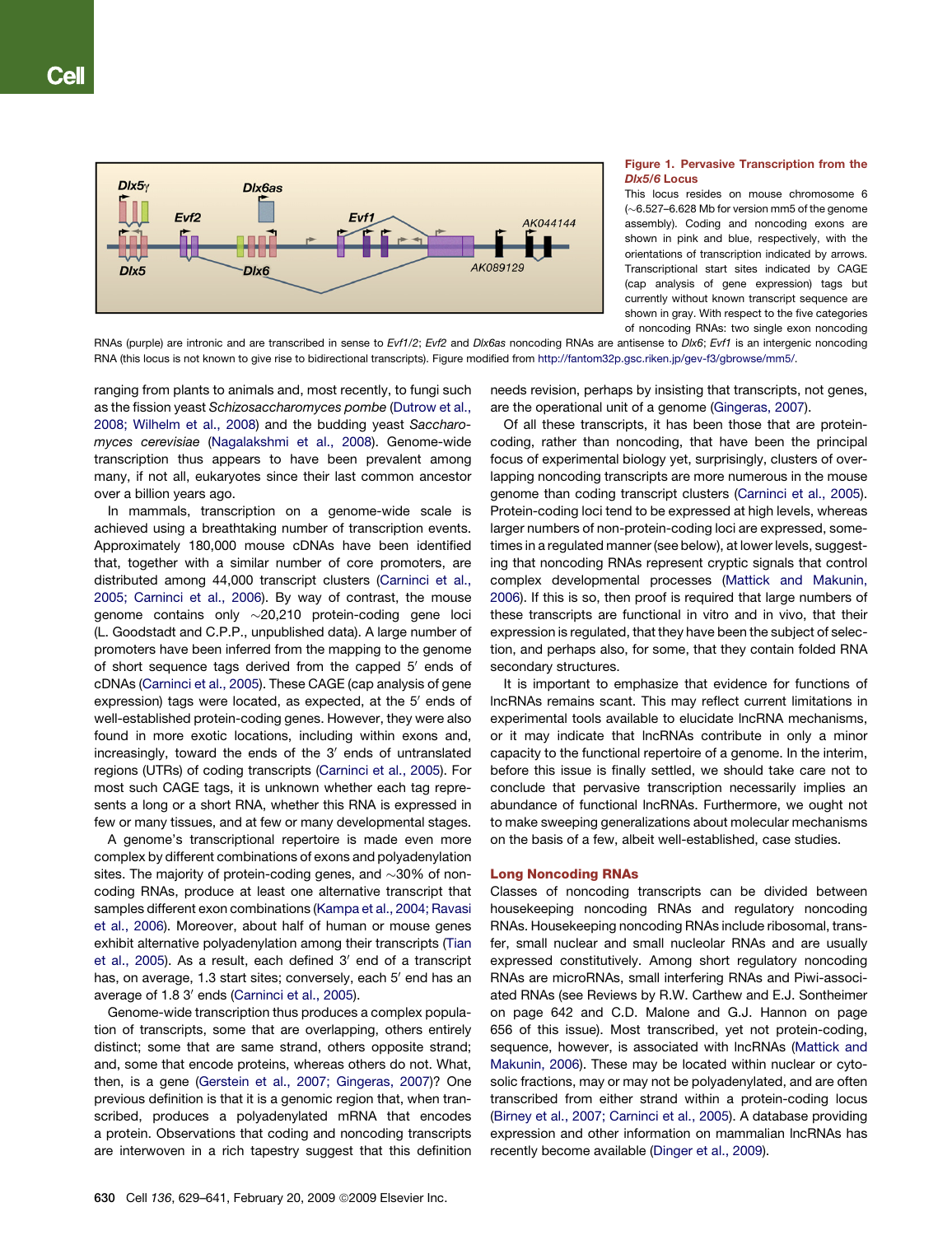Dlx5γ

Dlx6as

Evf2

Evf1

AK044144

Dlx5

Dlx6

AK089129

**Figure 1. Pervasive Transcription from the *Dlx5/6* Locus**

This locus resides on mouse chromosome 6 (~6.527–6.628 Mb for version mm5 of the genome assembly). Coding and noncoding exons are shown in pink and blue, respectively, with the orientations of transcription indicated by arrows. Transcriptional start sites indicated by CAGE (cap analysis of gene expression) tags but currently without known transcript sequence are shown in gray. With respect to the five categories of noncoding RNAs: two single exon noncoding RNAs (purple) are intronic and are transcribed in sense to *Evf1/2*; *Evf2* and *Dlx6as* noncoding RNAs are antisense to *Dlx6*; *Evf1* is an intergenic noncoding RNA (this locus is not known to give rise to bidirectional transcripts). Figure modified from http://fantom32p.gsc.riken.jp/gev-f3/gbrowse/mm5/.

ranging from plants to animals and, most recently, to fungi such as the fission yeast *Schizosaccharomyces pombe* (Dutrow et al., 2008; Wilhelm et al., 2008) and the budding yeast *Saccharomyces cerevisiae* (Nagalakshmi et al., 2008). Genome-wide transcription thus appears to have been prevalent among many, if not all, eukaryotes since their last common ancestor over a billion years ago.

In mammals, transcription on a genome-wide scale is achieved using a breathtaking number of transcription events. Approximately 180,000 mouse cDNAs have been identified that, together with a similar number of core promoters, are distributed among 44,000 transcript clusters (Carninci et al., 2005; Carninci et al., 2006). By way of contrast, the mouse genome contains only ~20,210 protein-coding gene loci (L. Goodstadt and C.P.P., unpublished data). A large number of promoters have been inferred from the mapping to the genome of short sequence tags derived from the capped 5′ ends of cDNAs (Carninci et al., 2005). These CAGE (cap analysis of gene expression) tags were located, as expected, at the 5′ ends of well-established protein-coding genes. However, they were also found in more exotic locations, including within exons and, increasingly, toward the ends of the 3′ ends of untranslated regions (UTRs) of coding transcripts (Carninci et al., 2005). For most such CAGE tags, it is unknown whether each tag represents a long or a short RNA, whether this RNA is expressed in few or many tissues, and at few or many developmental stages.

A genome's transcriptional repertoire is made even more complex by different combinations of exons and polyadenylation sites. The majority of protein-coding genes, and ~30% of noncoding RNAs, produce at least one alternative transcript that samples different exon combinations (Kampa et al., 2004; Ravasi et al., 2006). Moreover, about half of human or mouse genes exhibit alternative polyadenylation among their transcripts (Tian et al., 2005). As a result, each defined 3′ end of a transcript has, on average, 1.3 start sites; conversely, each 5′ end has an average of 1.8 3′ ends (Carninci et al., 2005).

Genome-wide transcription thus produces a complex population of transcripts, some that are overlapping, others entirely distinct; some that are same strand, others opposite strand; and, some that encode proteins, whereas others do not. What, then, is a gene (Gerstein et al., 2007; Gingeras, 2007)? One previous definition is that it is a genomic region that, when transcribed, produces a polyadenylated mRNA that encodes a protein. Observations that coding and noncoding transcripts are interwoven in a rich tapestry suggest that this definition needs revision, perhaps by insisting that transcripts, not genes, are the operational unit of a genome (Gingeras, 2007).

Of all these transcripts, it has been those that are protein-coding, rather than noncoding, that have been the principal focus of experimental biology yet, surprisingly, clusters of overlapping noncoding transcripts are more numerous in the mouse genome than coding transcript clusters (Carninci et al., 2005). Protein-coding loci tend to be expressed at high levels, whereas larger numbers of non-protein-coding loci are expressed, sometimes in a regulated manner (see below), at lower levels, suggesting that noncoding RNAs represent cryptic signals that control complex developmental processes (Mattick and Makunin, 2006). If this is so, then proof is required that large numbers of these transcripts are functional in vitro and in vivo, that their expression is regulated, that they have been the subject of selection, and perhaps also, for some, that they contain folded RNA secondary structures.

It is important to emphasize that evidence for functions of lncRNAs remains scant. This may reflect current limitations in experimental tools available to elucidate lncRNA mechanisms, or it may indicate that lncRNAs contribute in only a minor capacity to the functional repertoire of a genome. In the interim, before this issue is finally settled, we should take care not to conclude that pervasive transcription necessarily implies an abundance of functional lncRNAs. Furthermore, we ought not to make sweeping generalizations about molecular mechanisms on the basis of a few, albeit well-established, case studies.

## Long Noncoding RNAs

Classes of noncoding transcripts can be divided between housekeeping noncoding RNAs and regulatory noncoding RNAs. Housekeeping noncoding RNAs include ribosomal, transfer, small nuclear and small nucleolar RNAs and are usually expressed constitutively. Among short regulatory noncoding RNAs are microRNAs, small interfering RNAs and Piwi-associated RNAs (see Reviews by R.W. Carthew and E.J. Sontheimer on page 642 and C.D. Malone and G.J. Hannon on page 656 of this issue). Most transcribed, yet not protein-coding, sequence, however, is associated with lncRNAs (Mattick and Makunin, 2006). These may be located within nuclear or cytosolic fractions, may or may not be polyadenylated, and are often transcribed from either strand within a protein-coding locus (Birney et al., 2007; Carninci et al., 2005). A database providing expression and other information on mammalian lncRNAs has recently become available (Dinger et al., 2009).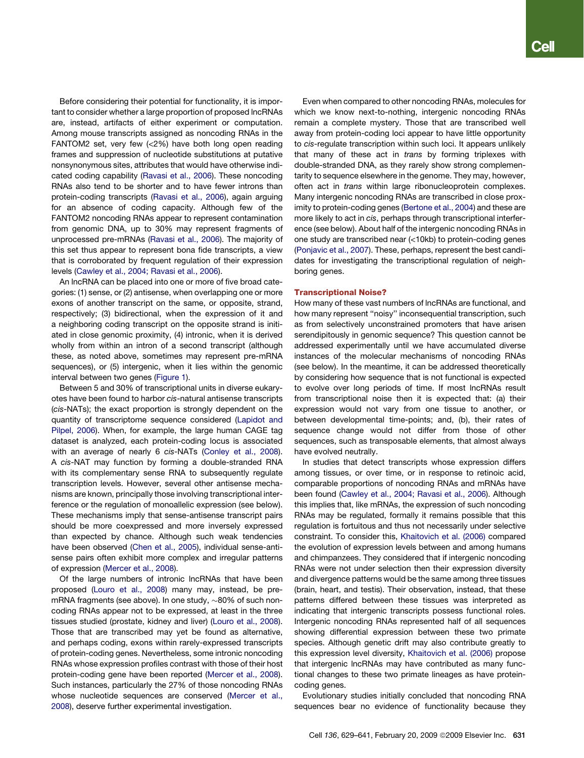Before considering their potential for functionality, it is important to consider whether a large proportion of proposed lncRNAs are, instead, artifacts of either experiment or computation. Among mouse transcripts assigned as noncoding RNAs in the FANTOM2 set, very few (<2%) have both long open reading frames and suppression of nucleotide substitutions at putative nonsynonymous sites, attributes that would have otherwise indicated coding capability (Ravasi et al., 2006). These noncoding RNAs also tend to be shorter and to have fewer introns than protein-coding transcripts (Ravasi et al., 2006), again arguing for an absence of coding capacity. Although few of the FANTOM2 noncoding RNAs appear to represent contamination from genomic DNA, up to 30% may represent fragments of unprocessed pre-mRNAs (Ravasi et al., 2006). The majority of this set thus appear to represent bona fide transcripts, a view that is corroborated by frequent regulation of their expression levels (Cawley et al., 2004; Ravasi et al., 2006).

An lncRNA can be placed into one or more of five broad categories: (1) sense, or (2) antisense, when overlapping one or more exons of another transcript on the same, or opposite, strand, respectively; (3) bidirectional, when the expression of it and a neighboring coding transcript on the opposite strand is initiated in close genomic proximity, (4) intronic, when it is derived wholly from within an intron of a second transcript (although these, as noted above, sometimes may represent pre-mRNA sequences), or (5) intergenic, when it lies within the genomic interval between two genes (Figure 1).

Between 5 and 30% of transcriptional units in diverse eukaryotes have been found to harbor *cis*-natural antisense transcripts (*cis*-NATs); the exact proportion is strongly dependent on the quantity of transcriptome sequence considered (Lapidot and Pilpel, 2006). When, for example, the large human CAGE tag dataset is analyzed, each protein-coding locus is associated with an average of nearly 6 *cis*-NATs (Conley et al., 2008). A *cis*-NAT may function by forming a double-stranded RNA with its complementary sense RNA to subsequently regulate transcription levels. However, several other antisense mechanisms are known, principally those involving transcriptional interference or the regulation of monoallelic expression (see below). These mechanisms imply that sense-antisense transcript pairs should be more coexpressed and more inversely expressed than expected by chance. Although such weak tendencies have been observed (Chen et al., 2005), individual sense-antisense pairs often exhibit more complex and irregular patterns of expression (Mercer et al., 2008).

Of the large numbers of intronic lncRNAs that have been proposed (Louro et al., 2008) many may, instead, be pre-mRNA fragments (see above). In one study, ~80% of such noncoding RNAs appear not to be expressed, at least in the three tissues studied (prostate, kidney and liver) (Louro et al., 2008). Those that are transcribed may yet be found as alternative, and perhaps coding, exons within rarely-expressed transcripts of protein-coding genes. Nevertheless, some intronic noncoding RNAs whose expression profiles contrast with those of their host protein-coding gene have been reported (Mercer et al., 2008). Such instances, particularly the 27% of those noncoding RNAs whose nucleotide sequences are conserved (Mercer et al., 2008), deserve further experimental investigation.

Even when compared to other noncoding RNAs, molecules for which we know next-to-nothing, intergenic noncoding RNAs remain a complete mystery. Those that are transcribed well away from protein-coding loci appear to have little opportunity to *cis*-regulate transcription within such loci. It appears unlikely that many of these act in *trans* by forming triplexes with double-stranded DNA, as they rarely show strong complementarity to sequence elsewhere in the genome. They may, however, often act in *trans* within large ribonucleoprotein complexes. Many intergenic noncoding RNAs are transcribed in close proximity to protein-coding genes (Bertone et al., 2004) and these are more likely to act in *cis*, perhaps through transcriptional interference (see below). About half of the intergenic noncoding RNAs in one study are transcribed near (<10kb) to protein-coding genes (Ponjavic et al., 2007). These, perhaps, represent the best candidates for investigating the transcriptional regulation of neighboring genes.

## Transcriptional Noise?

How many of these vast numbers of lncRNAs are functional, and how many represent "noisy" inconsequential transcription, such as from selectively unconstrained promoters that have arisen serendipitously in genomic sequence? This question cannot be addressed experimentally until we have accumulated diverse instances of the molecular mechanisms of noncoding RNAs (see below). In the meantime, it can be addressed theoretically by considering how sequence that is not functional is expected to evolve over long periods of time. If most lncRNAs result from transcriptional noise then it is expected that: (a) their expression would not vary from one tissue to another, or between developmental time-points; and, (b), their rates of sequence change would not differ from those of other sequences, such as transposable elements, that almost always have evolved neutrally.

In studies that detect transcripts whose expression differs among tissues, or over time, or in response to retinoic acid, comparable proportions of noncoding RNAs and mRNAs have been found (Cawley et al., 2004; Ravasi et al., 2006). Although this implies that, like mRNAs, the expression of such noncoding RNAs may be regulated, formally it remains possible that this regulation is fortuitous and thus not necessarily under selective constraint. To consider this, Khaitovich et al. (2006) compared the evolution of expression levels between and among humans and chimpanzees. They considered that if intergenic noncoding RNAs were not under selection then their expression diversity and divergence patterns would be the same among three tissues (brain, heart, and testis). Their observation, instead, that these patterns differed between these tissues was interpreted as indicating that intergenic transcripts possess functional roles. Intergenic noncoding RNAs represented half of all sequences showing differential expression between these two primate species. Although genetic drift may also contribute greatly to this expression level diversity, Khaitovich et al. (2006) propose that intergenic lncRNAs may have contributed as many functional changes to these two primate lineages as have protein-coding genes.

Evolutionary studies initially concluded that noncoding RNA sequences bear no evidence of functionality because they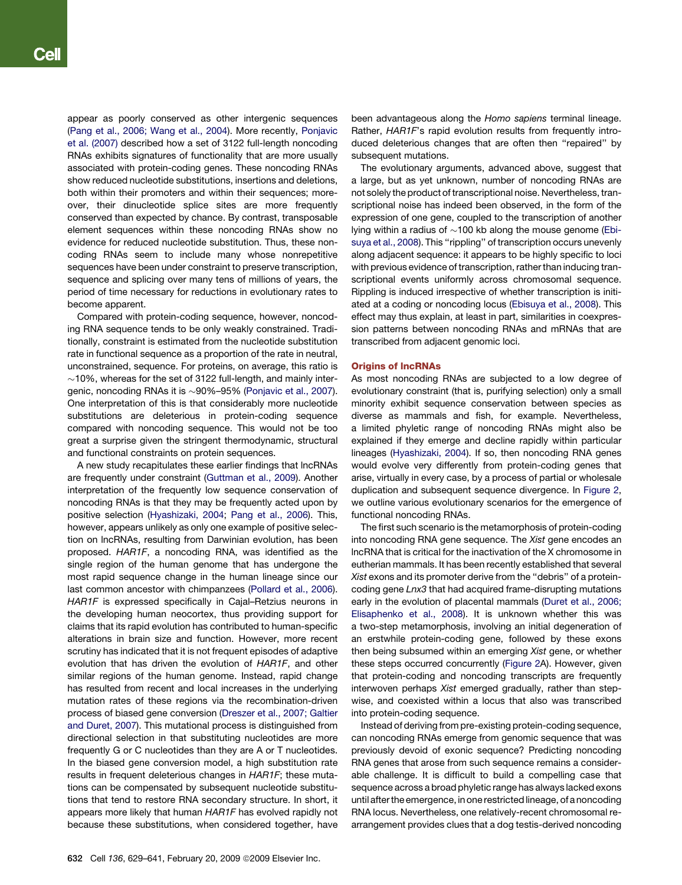appear as poorly conserved as other intergenic sequences (Pang et al., 2006; Wang et al., 2004). More recently, Ponjavic et al. (2007) described how a set of 3122 full-length noncoding RNAs exhibits signatures of functionality that are more usually associated with protein-coding genes. These noncoding RNAs show reduced nucleotide substitutions, insertions and deletions, both within their promoters and within their sequences; moreover, their dinucleotide splice sites are more frequently conserved than expected by chance. By contrast, transposable element sequences within these noncoding RNAs show no evidence for reduced nucleotide substitution. Thus, these noncoding RNAs seem to include many whose nonrepetitive sequences have been under constraint to preserve transcription, sequence and splicing over many tens of millions of years, the period of time necessary for reductions in evolutionary rates to become apparent.

Compared with protein-coding sequence, however, noncoding RNA sequence tends to be only weakly constrained. Traditionally, constraint is estimated from the nucleotide substitution rate in functional sequence as a proportion of the rate in neutral, unconstrained, sequence. For proteins, on average, this ratio is ~10%, whereas for the set of 3122 full-length, and mainly intergenic, noncoding RNAs it is ~90%–95% (Ponjavic et al., 2007). One interpretation of this is that considerably more nucleotide substitutions are deleterious in protein-coding sequence compared with noncoding sequence. This would not be too great a surprise given the stringent thermodynamic, structural and functional constraints on protein sequences.

A new study recapitulates these earlier findings that lncRNAs are frequently under constraint (Guttman et al., 2009). Another interpretation of the frequently low sequence conservation of noncoding RNAs is that they may be frequently acted upon by positive selection (Hyashizaki, 2004; Pang et al., 2006). This, however, appears unlikely as only one example of positive selection on lncRNAs, resulting from Darwinian evolution, has been proposed. *HAR1F*, a noncoding RNA, was identified as the single region of the human genome that has undergone the most rapid sequence change in the human lineage since our last common ancestor with chimpanzees (Pollard et al., 2006). *HAR1F* is expressed specifically in Cajal–Retzius neurons in the developing human neocortex, thus providing support for claims that its rapid evolution has contributed to human-specific alterations in brain size and function. However, more recent scrutiny has indicated that it is not frequent episodes of adaptive evolution that has driven the evolution of *HAR1F*, and other similar regions of the human genome. Instead, rapid change has resulted from recent and local increases in the underlying mutation rates of these regions via the recombination-driven process of biased gene conversion (Dreszer et al., 2007; Galtier and Duret, 2007). This mutational process is distinguished from directional selection in that substituting nucleotides are more frequently G or C nucleotides than they are A or T nucleotides. In the biased gene conversion model, a high substitution rate results in frequent deleterious changes in *HAR1F*; these mutations can be compensated by subsequent nucleotide substitutions that tend to restore RNA secondary structure. In short, it appears more likely that human *HAR1F* has evolved rapidly not because these substitutions, when considered together, have been advantageous along the *Homo sapiens* terminal lineage. Rather, *HAR1F*'s rapid evolution results from frequently introduced deleterious changes that are often then "repaired" by subsequent mutations.

The evolutionary arguments, advanced above, suggest that a large, but as yet unknown, number of noncoding RNAs are not solely the product of transcriptional noise. Nevertheless, transcriptional noise has indeed been observed, in the form of the expression of one gene, coupled to the transcription of another lying within a radius of ~100 kb along the mouse genome (Ebisuya et al., 2008). This "rippling" of transcription occurs unevenly along adjacent sequence: it appears to be highly specific to loci with previous evidence of transcription, rather than inducing transcriptional events uniformly across chromosomal sequence. Rippling is induced irrespective of whether transcription is initiated at a coding or noncoding locus (Ebisuya et al., 2008). This effect may thus explain, at least in part, similarities in coexpression patterns between noncoding RNAs and mRNAs that are transcribed from adjacent genomic loci.

## Origins of lncRNAs

As most noncoding RNAs are subjected to a low degree of evolutionary constraint (that is, purifying selection) only a small minority exhibit sequence conservation between species as diverse as mammals and fish, for example. Nevertheless, a limited phyletic range of noncoding RNAs might also be explained if they emerge and decline rapidly within particular lineages (Hyashizaki, 2004). If so, then noncoding RNA genes would evolve very differently from protein-coding genes that arise, virtually in every case, by a process of partial or wholesale duplication and subsequent sequence divergence. In Figure 2, we outline various evolutionary scenarios for the emergence of functional noncoding RNAs.

The first such scenario is the metamorphosis of protein-coding into noncoding RNA gene sequence. The *Xist* gene encodes an lncRNA that is critical for the inactivation of the X chromosome in eutherian mammals. It has been recently established that several *Xist* exons and its promoter derive from the "debris" of a protein-coding gene *Lnx3* that had acquired frame-disrupting mutations early in the evolution of placental mammals (Duret et al., 2006; Elisaphenko et al., 2008). It is unknown whether this was a two-step metamorphosis, involving an initial degeneration of an erstwhile protein-coding gene, followed by these exons then being subsumed within an emerging *Xist* gene, or whether these steps occurred concurrently (Figure 2A). However, given that protein-coding and noncoding transcripts are frequently interwoven perhaps *Xist* emerged gradually, rather than stepwise, and coexisted within a locus that also was transcribed into protein-coding sequence.

Instead of deriving from pre-existing protein-coding sequence, can noncoding RNAs emerge from genomic sequence that was previously devoid of exonic sequence? Predicting noncoding RNA genes that arose from such sequence remains a considerable challenge. It is difficult to build a compelling case that sequence across a broad phyletic range has always lacked exons until after the emergence, in one restricted lineage, of a noncoding RNA locus. Nevertheless, one relatively-recent chromosomal rearrangement provides clues that a dog testis-derived noncoding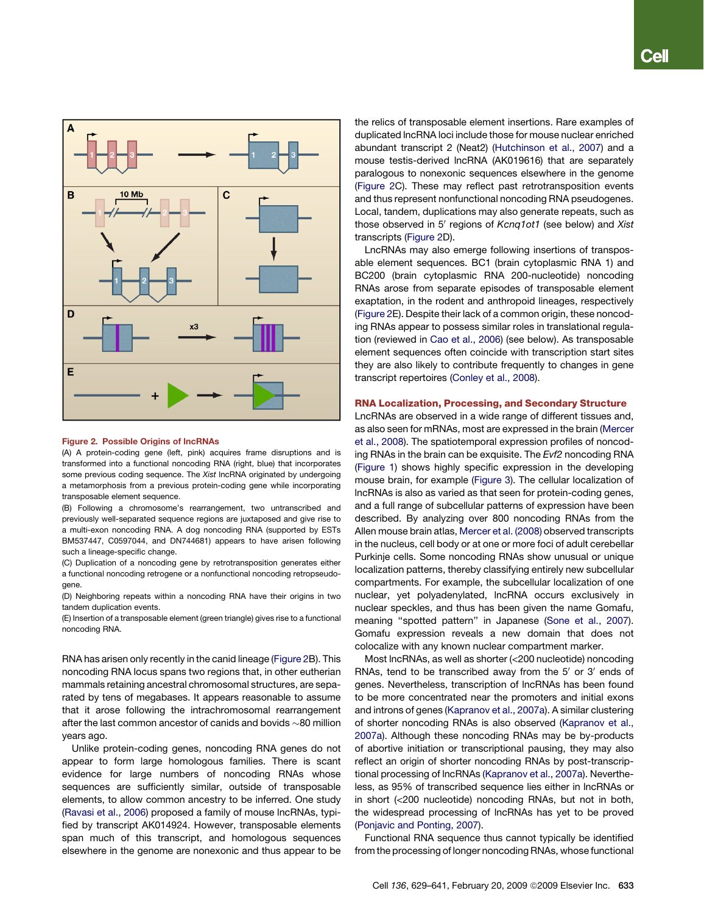**Figure 2. Possible Origins of lncRNAs**

(A) A protein-coding gene (left, pink) acquires frame disruptions and is transformed into a functional noncoding RNA (right, blue) that incorporates some previous coding sequence. The *Xist* lncRNA originated by undergoing a metamorphosis from a previous protein-coding gene while incorporating transposable element sequence.

(B) Following a chromosome's rearrangement, two untranscribed and previously well-separated sequence regions are juxtaposed and give rise to a multi-exon noncoding RNA. A dog noncoding RNA (supported by ESTs BM537447, C0597044, and DN744681) appears to have arisen following such a lineage-specific change.

(C) Duplication of a noncoding gene by retrotransposition generates either a functional noncoding retrogene or a nonfunctional noncoding retropseudogene.

(D) Neighboring repeats within a noncoding RNA have their origins in two tandem duplication events.

(E) Insertion of a transposable element (green triangle) gives rise to a functional noncoding RNA.

RNA has arisen only recently in the canid lineage (Figure 2B). This noncoding RNA locus spans two regions that, in other eutherian mammals retaining ancestral chromosomal structures, are separated by tens of megabases. It appears reasonable to assume that it arose following the intrachromosomal rearrangement after the last common ancestor of canids and bovids ~80 million years ago.

Unlike protein-coding genes, noncoding RNA genes do not appear to form large homologous families. There is scant evidence for large numbers of noncoding RNAs whose sequences are sufficiently similar, outside of transposable elements, to allow common ancestry to be inferred. One study (Ravasi et al., 2006) proposed a family of mouse lncRNAs, typified by transcript AK014924. However, transposable elements span much of this transcript, and homologous sequences elsewhere in the genome are nonexonic and thus appear to be the relics of transposable element insertions. Rare examples of duplicated lncRNA loci include those for mouse nuclear enriched abundant transcript 2 (Neat2) (Hutchinson et al., 2007) and a mouse testis-derived lncRNA (AK019616) that are separately paralogous to nonexonic sequences elsewhere in the genome (Figure 2C). These may reflect past retrotransposition events and thus represent nonfunctional noncoding RNA pseudogenes. Local, tandem, duplications may also generate repeats, such as those observed in 5′ regions of *Kcnq1ot1* (see below) and *Xist* transcripts (Figure 2D).

LncRNAs may also emerge following insertions of transposable element sequences. BC1 (brain cytoplasmic RNA 1) and BC200 (brain cytoplasmic RNA 200-nucleotide) noncoding RNAs arose from separate episodes of transposable element exaptation, in the rodent and anthropoid lineages, respectively (Figure 2E). Despite their lack of a common origin, these noncoding RNAs appear to possess similar roles in translational regulation (reviewed in Cao et al., 2006) (see below). As transposable element sequences often coincide with transcription start sites they are also likely to contribute frequently to changes in gene transcript repertoires (Conley et al., 2008).

## RNA Localization, Processing, and Secondary Structure

LncRNAs are observed in a wide range of different tissues and, as also seen for mRNAs, most are expressed in the brain (Mercer et al., 2008). The spatiotemporal expression profiles of noncoding RNAs in the brain can be exquisite. The *Evf2* noncoding RNA (Figure 1) shows highly specific expression in the developing mouse brain, for example (Figure 3). The cellular localization of lncRNAs is also as varied as that seen for protein-coding genes, and a full range of subcellular patterns of expression have been described. By analyzing over 800 noncoding RNAs from the Allen mouse brain atlas, Mercer et al. (2008) observed transcripts in the nucleus, cell body or at one or more foci of adult cerebellar Purkinje cells. Some noncoding RNAs show unusual or unique localization patterns, thereby classifying entirely new subcellular compartments. For example, the subcellular localization of one nuclear, yet polyadenylated, lncRNA occurs exclusively in nuclear speckles, and thus has been given the name Gomafu, meaning "spotted pattern" in Japanese (Sone et al., 2007). Gomafu expression reveals a new domain that does not colocalize with any known nuclear compartment marker.

Most lncRNAs, as well as shorter (<200 nucleotide) noncoding RNAs, tend to be transcribed away from the 5′ or 3′ ends of genes. Nevertheless, transcription of lncRNAs has been found to be more concentrated near the promoters and initial exons and introns of genes (Kapranov et al., 2007a). A similar clustering of shorter noncoding RNAs is also observed (Kapranov et al., 2007a). Although these noncoding RNAs may be by-products of abortive initiation or transcriptional pausing, they may also reflect an origin of shorter noncoding RNAs by post-transcriptional processing of lncRNAs (Kapranov et al., 2007a). Nevertheless, as 95% of transcribed sequence lies either in lncRNAs or in short (<200 nucleotide) noncoding RNAs, but not in both, the widespread processing of lncRNAs has yet to be proved (Ponjavic and Ponting, 2007).

Functional RNA sequence thus cannot typically be identified from the processing of longer noncoding RNAs, whose functional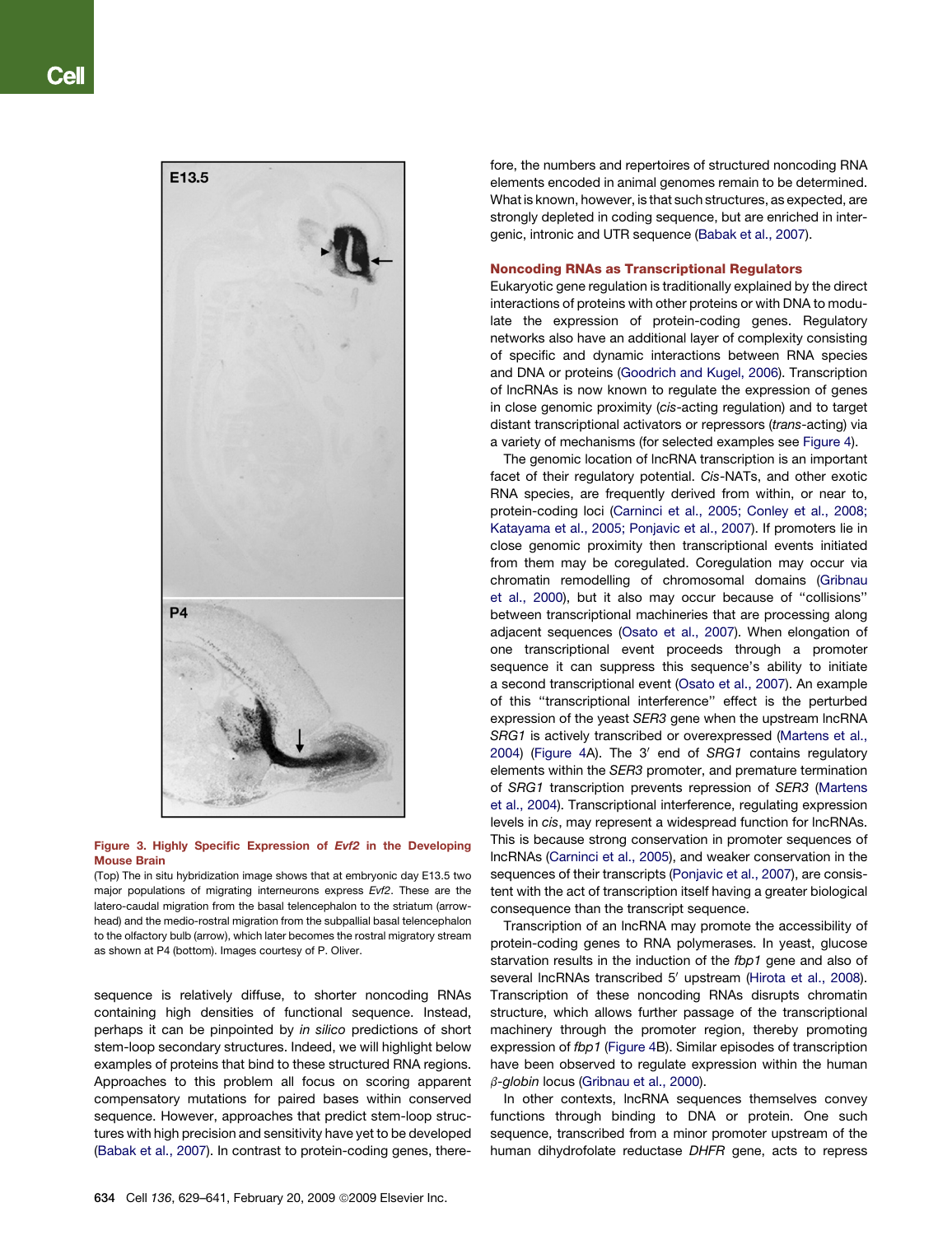**Figure 3. Highly Specific Expression of *Evf2* in the Developing Mouse Brain**

(Top) The in situ hybridization image shows that at embryonic day E13.5 two major populations of migrating interneurons express *Evf2*. These are the latero-caudal migration from the basal telencephalon to the striatum (arrowhead) and the medio-rostral migration from the subpallial basal telencephalon to the olfactory bulb (arrow), which later becomes the rostral migratory stream as shown at P4 (bottom). Images courtesy of P. Oliver.

sequence is relatively diffuse, to shorter noncoding RNAs containing high densities of functional sequence. Instead, perhaps it can be pinpointed by *in silico* predictions of short stem-loop secondary structures. Indeed, we will highlight below examples of proteins that bind to these structured RNA regions. Approaches to this problem all focus on scoring apparent compensatory mutations for paired bases within conserved sequence. However, approaches that predict stem-loop structures with high precision and sensitivity have yet to be developed (Babak et al., 2007). In contrast to protein-coding genes, therefore, the numbers and repertoires of structured noncoding RNA elements encoded in animal genomes remain to be determined. What is known, however, is that such structures, as expected, are strongly depleted in coding sequence, but are enriched in intergenic, intronic and UTR sequence (Babak et al., 2007).

## Noncoding RNAs as Transcriptional Regulators

Eukaryotic gene regulation is traditionally explained by the direct interactions of proteins with other proteins or with DNA to modulate the expression of protein-coding genes. Regulatory networks also have an additional layer of complexity consisting of specific and dynamic interactions between RNA species and DNA or proteins (Goodrich and Kugel, 2006). Transcription of lncRNAs is now known to regulate the expression of genes in close genomic proximity (*cis*-acting regulation) and to target distant transcriptional activators or repressors (*trans*-acting) via a variety of mechanisms (for selected examples see Figure 4).

The genomic location of lncRNA transcription is an important facet of their regulatory potential. *Cis*-NATs, and other exotic RNA species, are frequently derived from within, or near to, protein-coding loci (Carninci et al., 2005; Conley et al., 2008; Katayama et al., 2005; Ponjavic et al., 2007). If promoters lie in close genomic proximity then transcriptional events initiated from them may be coregulated. Coregulation may occur via chromatin remodelling of chromosomal domains (Gribnau et al., 2000), but it also may occur because of "collisions" between transcriptional machineries that are processing along adjacent sequences (Osato et al., 2007). When elongation of one transcriptional event proceeds through a promoter sequence it can suppress this sequence's ability to initiate a second transcriptional event (Osato et al., 2007). An example of this "transcriptional interference" effect is the perturbed expression of the yeast *SER3* gene when the upstream lncRNA *SRG1* is actively transcribed or overexpressed (Martens et al., 2004) (Figure 4A). The 3′ end of *SRG1* contains regulatory elements within the *SER3* promoter, and premature termination of *SRG1* transcription prevents repression of *SER3* (Martens et al., 2004). Transcriptional interference, regulating expression levels in *cis*, may represent a widespread function for lncRNAs. This is because strong conservation in promoter sequences of lncRNAs (Carninci et al., 2005), and weaker conservation in the sequences of their transcripts (Ponjavic et al., 2007), are consistent with the act of transcription itself having a greater biological consequence than the transcript sequence.

Transcription of an lncRNA may promote the accessibility of protein-coding genes to RNA polymerases. In yeast, glucose starvation results in the induction of the *fbp1* gene and also of several lncRNAs transcribed 5′ upstream (Hirota et al., 2008). Transcription of these noncoding RNAs disrupts chromatin structure, which allows further passage of the transcriptional machinery through the promoter region, thereby promoting expression of *fbp1* (Figure 4B). Similar episodes of transcription have been observed to regulate expression within the human $\beta$-*globin* locus (Gribnau et al., 2000).

In other contexts, lncRNA sequences themselves convey functions through binding to DNA or protein. One such sequence, transcribed from a minor promoter upstream of the human dihydrofolate reductase *DHFR* gene, acts to repress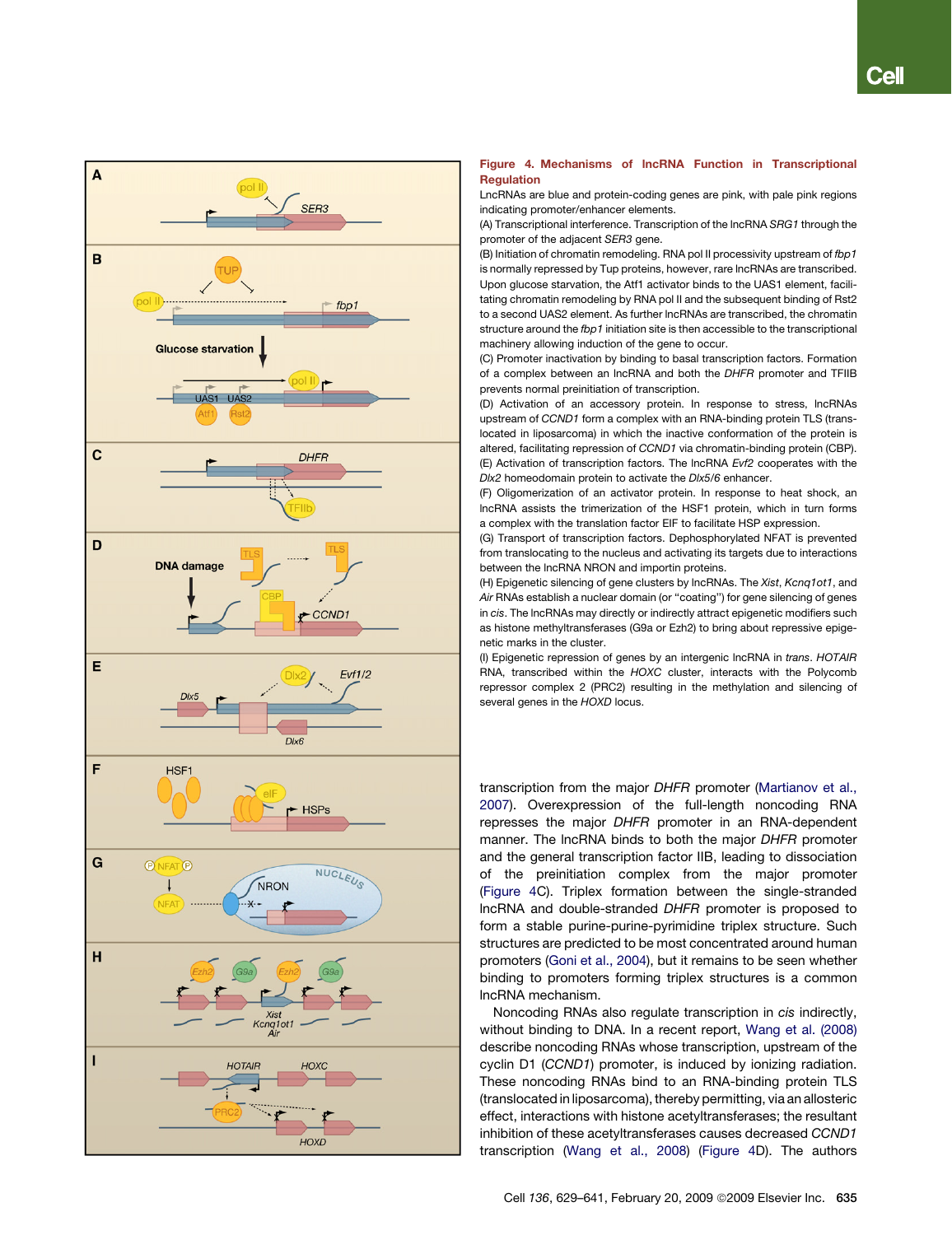**Figure 4. Mechanisms of lncRNA Function in Transcriptional Regulation**

LncRNAs are blue and protein-coding genes are pink, with pale pink regions indicating promoter/enhancer elements.

(A) Transcriptional interference. Transcription of the lncRNA *SRG1* through the promoter of the adjacent *SER3* gene.

(B) Initiation of chromatin remodeling. RNA pol II processivity upstream of *fbp1* is normally repressed by Tup proteins, however, rare lncRNAs are transcribed. Upon glucose starvation, the Atf1 activator binds to the UAS1 element, facilitating chromatin remodeling by RNA pol II and the subsequent binding of Rst2 to a second UAS2 element. As further lncRNAs are transcribed, the chromatin structure around the *fbp1* initiation site is then accessible to the transcriptional machinery allowing induction of the gene to occur.

(C) Promoter inactivation by binding to basal transcription factors. Formation of a complex between an lncRNA and both the *DHFR* promoter and TFIIB prevents normal preinitiation of transcription.

(D) Activation of an accessory protein. In response to stress, lncRNAs upstream of *CCND1* form a complex with an RNA-binding protein TLS (translocated in liposarcoma) in which the inactive conformation of the protein is altered, facilitating repression of *CCND1* via chromatin-binding protein (CBP).

(E) Activation of transcription factors. The lncRNA *Evf2* cooperates with the *Dlx2* homeodomain protein to activate the *Dlx5/6* enhancer.

(F) Oligomerization of an activator protein. In response to heat shock, an lncRNA assists the trimerization of the HSF1 protein, which in turn forms a complex with the translation factor EIF to facilitate HSP expression.

(G) Transport of transcription factors. Dephosphorylated NFAT is prevented from translocating to the nucleus and activating its targets due to interactions between the lncRNA NRON and importin proteins.

(H) Epigenetic silencing of gene clusters by lncRNAs. The *Xist*, *Kcnq1ot1*, and *Air* RNAs establish a nuclear domain (or "coating") for gene silencing of genes in *cis*. The lncRNAs may directly or indirectly attract epigenetic modifiers such as histone methyltransferases (G9a or Ezh2) to bring about repressive epigenetic marks in the cluster.

(I) Epigenetic repression of genes by an intergenic lncRNA in *trans*. *HOTAIR* RNA, transcribed within the *HOXC* cluster, interacts with the Polycomb repressor complex 2 (PRC2) resulting in the methylation and silencing of several genes in the *HOXD* locus.

transcription from the major *DHFR* promoter (Martianov et al., 2007). Overexpression of the full-length noncoding RNA represses the major *DHFR* promoter in an RNA-dependent manner. The lncRNA binds to both the major *DHFR* promoter and the general transcription factor IIB, leading to dissociation of the preinitiation complex from the major promoter (Figure 4C). Triplex formation between the single-stranded lncRNA and double-stranded *DHFR* promoter is proposed to form a stable purine-purine-pyrimidine triplex structure. Such structures are predicted to be most concentrated around human promoters (Goni et al., 2004), but it remains to be seen whether binding to promoters forming triplex structures is a common lncRNA mechanism.

Noncoding RNAs also regulate transcription in *cis* indirectly, without binding to DNA. In a recent report, Wang et al. (2008) describe noncoding RNAs whose transcription, upstream of the cyclin D1 (*CCND1*) promoter, is induced by ionizing radiation. These noncoding RNAs bind to an RNA-binding protein TLS (translocated in liposarcoma), thereby permitting, via an allosteric effect, interactions with histone acetyltransferases; the resultant inhibition of these acetyltransferases causes decreased *CCND1* transcription (Wang et al., 2008) (Figure 4D). The authors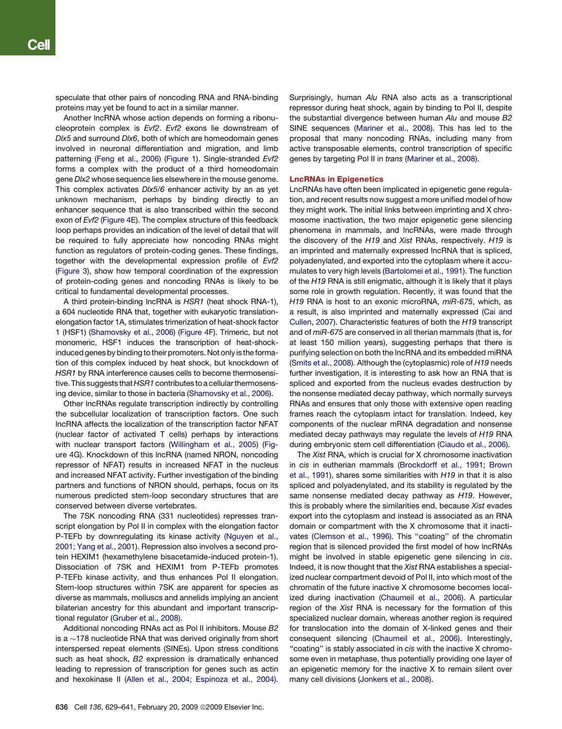speculate that other pairs of noncoding RNA and RNA-binding proteins may yet be found to act in a similar manner.

Another lncRNA whose action depends on forming a ribonucleoprotein complex is *Evf2*. *Evf2* exons lie downstream of *Dlx5* and surround *Dlx6*, both of which are homeodomain genes involved in neuronal differentiation and migration, and limb patterning (Feng et al., 2006) (Figure 1). Single-stranded *Evf2* forms a complex with the product of a third homeodomain gene *Dlx2* whose sequence lies elsewhere in the mouse genome. This complex activates *Dlx5/6* enhancer activity by an as yet unknown mechanism, perhaps by binding directly to an enhancer sequence that is also transcribed within the second exon of *Evf2* (Figure 4E). The complex structure of this feedback loop perhaps provides an indication of the level of detail that will be required to fully appreciate how noncoding RNAs might function as regulators of protein-coding genes. These findings, together with the developmental expression profile of *Evf2* (Figure 3), show how temporal coordination of the expression of protein-coding genes and noncoding RNAs is likely to be critical to fundamental developmental processes.

A third protein-binding lncRNA is *HSR1* (heat shock RNA-1), a 604 nucleotide RNA that, together with eukaryotic translation-elongation factor 1A, stimulates trimerization of heat-shock factor 1 (HSF1) (Shamovsky et al., 2006) (Figure 4F). Trimeric, but not monomeric, HSF1 induces the transcription of heat-shock-induced genes by binding to their promoters. Not only is the formation of this complex induced by heat shock, but knockdown of *HSR1* by RNA interference causes cells to become thermosensitive. This suggests that *HSR1* contributes to a cellular thermosensing device, similar to those in bacteria (Shamovsky et al., 2006).

Other lncRNAs regulate transcription indirectly by controlling the subcellular localization of transcription factors. One such lncRNA affects the localization of the transcription factor NFAT (nuclear factor of activated T cells) perhaps by interactions with nuclear transport factors (Willingham et al., 2005) (Figure 4G). Knockdown of this lncRNA (named NRON, noncoding repressor of NFAT) results in increased NFAT in the nucleus and increased NFAT activity. Further investigation of the binding partners and functions of NRON should, perhaps, focus on its numerous predicted stem-loop secondary structures that are conserved between diverse vertebrates.

The 7SK noncoding RNA (331 nucleotides) represses transcript elongation by Pol II in complex with the elongation factor P-TEFb by downregulating its kinase activity (Nguyen et al., 2001; Yang et al., 2001). Repression also involves a second protein HEXIM1 (hexamethylene bisacetamide-induced protein-1). Dissociation of 7SK and HEXIM1 from P-TEFb promotes P-TEFb kinase activity, and thus enhances Pol II elongation. Stem-loop structures within 7SK are apparent for species as diverse as mammals, molluscs and annelids implying an ancient bilaterian ancestry for this abundant and important transcriptional regulator (Gruber et al., 2008).

Additional noncoding RNAs act as Pol II inhibitors. Mouse *B2* is a ~178 nucleotide RNA that was derived originally from short interspersed repeat elements (SINEs). Upon stress conditions such as heat shock, *B2* expression is dramatically enhanced leading to repression of transcription for genes such as actin and hexokinase II (Allen et al., 2004; Espinoza et al., 2004). Surprisingly, human *Alu* RNA also acts as a transcriptional repressor during heat shock, again by binding to Pol II, despite the substantial divergence between human *Alu* and mouse *B2* SINE sequences (Mariner et al., 2008). This has led to the proposal that many noncoding RNAs, including many from active transposable elements, control transcription of specific genes by targeting Pol II in *trans* (Mariner et al., 2008).

## LncRNAs in Epigenetics

LncRNAs have often been implicated in epigenetic gene regulation, and recent results now suggest a more unified model of how they might work. The initial links between imprinting and X chromosome inactivation, the two major epigenetic gene silencing phenomena in mammals, and lncRNAs, were made through the discovery of the *H19* and *Xist* RNAs, respectively. *H19* is an imprinted and maternally expressed lncRNA that is spliced, polyadenylated, and exported into the cytoplasm where it accumulates to very high levels (Bartolomei et al., 1991). The function of the *H19* RNA is still enigmatic, although it is likely that it plays some role in growth regulation. Recently, it was found that the *H19* RNA is host to an exonic microRNA, *miR-675*, which, as a result, is also imprinted and maternally expressed (Cai and Cullen, 2007). Characteristic features of both the *H19* transcript and of *miR-675* are conserved in all therian mammals (that is, for at least 150 million years), suggesting perhaps that there is purifying selection on both the lncRNA and its embedded miRNA (Smits et al., 2008). Although the (cytoplasmic) role of *H19* needs further investigation, it is interesting to ask how an RNA that is spliced and exported from the nucleus evades destruction by the nonsense mediated decay pathway, which normally surveys RNAs and ensures that only those with extensive open reading frames reach the cytoplasm intact for translation. Indeed, key components of the nuclear mRNA degradation and nonsense mediated decay pathways may regulate the levels of *H19* RNA during embryonic stem cell differentiation (Ciaudo et al., 2006).

The *Xist* RNA, which is crucial for X chromosome inactivation in *cis* in eutherian mammals (Brockdorff et al., 1991; Brown et al., 1991), shares some similarities with *H19* in that it is also spliced and polyadenylated, and its stability is regulated by the same nonsense mediated decay pathway as *H19*. However, this is probably where the similarities end, because *Xist* evades export into the cytoplasm and instead is associated as an RNA domain or compartment with the X chromosome that it inactivates (Clemson et al., 1996). This "coating" of the chromatin region that is silenced provided the first model of how lncRNAs might be involved in stable epigenetic gene silencing in *cis*. Indeed, it is now thought that the *Xist* RNA establishes a specialized nuclear compartment devoid of Pol II, into which most of the chromatin of the future inactive X chromosome becomes localized during inactivation (Chaumeil et al., 2006). A particular region of the *Xist* RNA is necessary for the formation of this specialized nuclear domain, whereas another region is required for translocation into the domain of X-linked genes and their consequent silencing (Chaumeil et al., 2006). Interestingly, "coating" is stably associated in *cis* with the inactive X chromosome even in metaphase, thus potentially providing one layer of an epigenetic memory for the inactive X to remain silent over many cell divisions (Jonkers et al., 2008).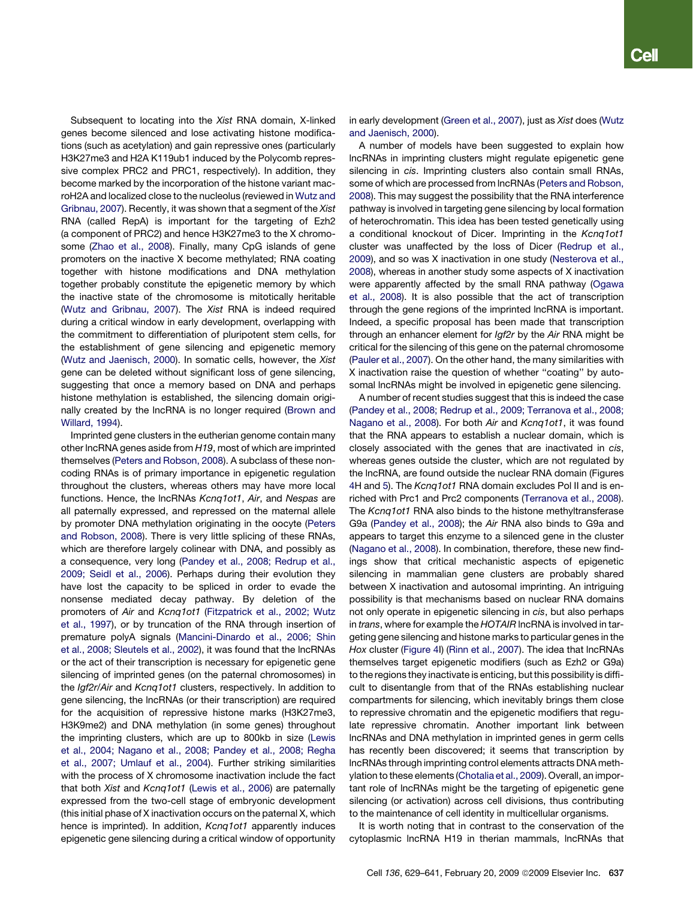Subsequent to locating into the *Xist* RNA domain, X-linked genes become silenced and lose activating histone modifications (such as acetylation) and gain repressive ones (particularly H3K27me3 and H2A K119ub1 induced by the Polycomb repressive complex PRC2 and PRC1, respectively). In addition, they become marked by the incorporation of the histone variant macroH2A and localized close to the nucleolus (reviewed in Wutz and Gribnau, 2007). Recently, it was shown that a segment of the *Xist* RNA (called RepA) is important for the targeting of Ezh2 (a component of PRC2) and hence H3K27me3 to the X chromosome (Zhao et al., 2008). Finally, many CpG islands of gene promoters on the inactive X become methylated; RNA coating together with histone modifications and DNA methylation together probably constitute the epigenetic memory by which the inactive state of the chromosome is mitotically heritable (Wutz and Gribnau, 2007). The *Xist* RNA is indeed required during a critical window in early development, overlapping with the commitment to differentiation of pluripotent stem cells, for the establishment of gene silencing and epigenetic memory (Wutz and Jaenisch, 2000). In somatic cells, however, the *Xist* gene can be deleted without significant loss of gene silencing, suggesting that once a memory based on DNA and perhaps histone methylation is established, the silencing domain originally created by the lncRNA is no longer required (Brown and Willard, 1994).

Imprinted gene clusters in the eutherian genome contain many other lncRNA genes aside from *H19*, most of which are imprinted themselves (Peters and Robson, 2008). A subclass of these noncoding RNAs is of primary importance in epigenetic regulation throughout the clusters, whereas others may have more local functions. Hence, the lncRNAs *Kcnq1ot1*, *Air*, and *Nespas* are all paternally expressed, and repressed on the maternal allele by promoter DNA methylation originating in the oocyte (Peters and Robson, 2008). There is very little splicing of these RNAs, which are therefore largely colinear with DNA, and possibly as a consequence, very long (Pandey et al., 2008; Redrup et al., 2009; Seidl et al., 2006). Perhaps during their evolution they have lost the capacity to be spliced in order to evade the nonsense mediated decay pathway. By deletion of the promoters of *Air* and *Kcnq1ot1* (Fitzpatrick et al., 2002; Wutz et al., 1997), or by truncation of the RNA through insertion of premature polyA signals (Mancini-Dinardo et al., 2006; Shin et al., 2008; Sleutels et al., 2002), it was found that the lncRNAs or the act of their transcription is necessary for epigenetic gene silencing of imprinted genes (on the paternal chromosomes) in the *Igf2r/Air* and *Kcnq1ot1* clusters, respectively. In addition to gene silencing, the lncRNAs (or their transcription) are required for the acquisition of repressive histone marks (H3K27me3, H3K9me2) and DNA methylation (in some genes) throughout the imprinting clusters, which are up to 800kb in size (Lewis et al., 2004; Nagano et al., 2008; Pandey et al., 2008; Regha et al., 2007; Umlauf et al., 2004). Further striking similarities with the process of X chromosome inactivation include the fact that both *Xist* and *Kcnq1ot1* (Lewis et al., 2006) are paternally expressed from the two-cell stage of embryonic development (this initial phase of X inactivation occurs on the paternal X, which hence is imprinted). In addition, *Kcnq1ot1* apparently induces epigenetic gene silencing during a critical window of opportunity in early development (Green et al., 2007), just as *Xist* does (Wutz and Jaenisch, 2000).

A number of models have been suggested to explain how lncRNAs in imprinting clusters might regulate epigenetic gene silencing in *cis*. Imprinting clusters also contain small RNAs, some of which are processed from lncRNAs (Peters and Robson, 2008). This may suggest the possibility that the RNA interference pathway is involved in targeting gene silencing by local formation of heterochromatin. This idea has been tested genetically using a conditional knockout of Dicer. Imprinting in the *Kcnq1ot1* cluster was unaffected by the loss of Dicer (Redrup et al., 2009), and so was X inactivation in one study (Nesterova et al., 2008), whereas in another study some aspects of X inactivation were apparently affected by the small RNA pathway (Ogawa et al., 2008). It is also possible that the act of transcription through the gene regions of the imprinted lncRNA is important. Indeed, a specific proposal has been made that transcription through an enhancer element for *Igf2r* by the *Air* RNA might be critical for the silencing of this gene on the paternal chromosome (Pauler et al., 2007). On the other hand, the many similarities with X inactivation raise the question of whether "coating" by autosomal lncRNAs might be involved in epigenetic gene silencing.

A number of recent studies suggest that this is indeed the case (Pandey et al., 2008; Redrup et al., 2009; Terranova et al., 2008; Nagano et al., 2008). For both *Air* and *Kcnq1ot1*, it was found that the RNA appears to establish a nuclear domain, which is closely associated with the genes that are inactivated in *cis*, whereas genes outside the cluster, which are not regulated by the lncRNA, are found outside the nuclear RNA domain (Figures 4H and 5). The *Kcnq1ot1* RNA domain excludes Pol II and is enriched with Prc1 and Prc2 components (Terranova et al., 2008). The *Kcnq1ot1* RNA also binds to the histone methyltransferase G9a (Pandey et al., 2008); the *Air* RNA also binds to G9a and appears to target this enzyme to a silenced gene in the cluster (Nagano et al., 2008). In combination, therefore, these new findings show that critical mechanistic aspects of epigenetic silencing in mammalian gene clusters are probably shared between X inactivation and autosomal imprinting. An intriguing possibility is that mechanisms based on nuclear RNA domains not only operate in epigenetic silencing in *cis*, but also perhaps in *trans*, where for example the *HOTAIR* lncRNA is involved in targeting gene silencing and histone marks to particular genes in the *Hox* cluster (Figure 4I) (Rinn et al., 2007). The idea that lncRNAs themselves target epigenetic modifiers (such as Ezh2 or G9a) to the regions they inactivate is enticing, but this possibility is difficult to disentangle from that of the RNAs establishing nuclear compartments for silencing, which inevitably brings them close to repressive chromatin and the epigenetic modifiers that regulate repressive chromatin. Another important link between lncRNAs and DNA methylation in imprinted genes in germ cells has recently been discovered; it seems that transcription by lncRNAs through imprinting control elements attracts DNA methylation to these elements (Chotalia et al., 2009). Overall, an important role of lncRNAs might be the targeting of epigenetic gene silencing (or activation) across cell divisions, thus contributing to the maintenance of cell identity in multicellular organisms.

It is worth noting that in contrast to the conservation of the cytoplasmic lncRNA H19 in therian mammals, lncRNAs that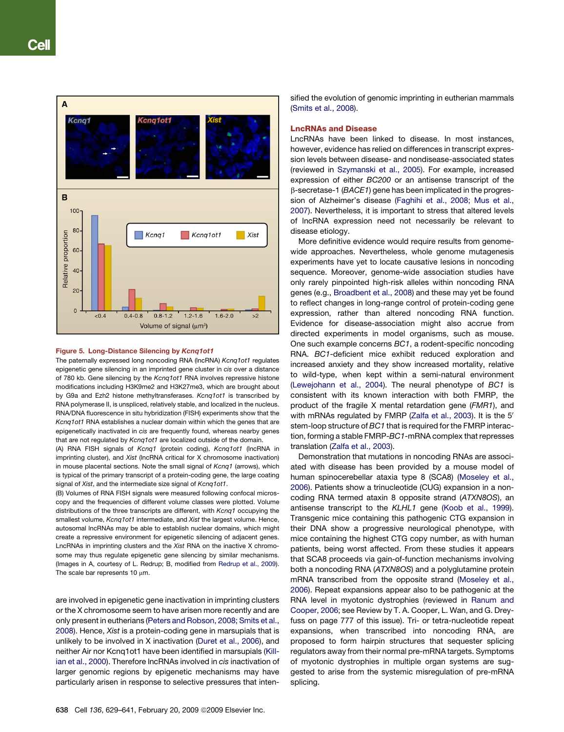**Figure 5. Long-Distance Silencing by *Kcnq1ot1***

The paternally expressed long noncoding RNA (lncRNA) *Kcnq1ot1* regulates epigenetic gene silencing in an imprinted gene cluster in *cis* over a distance of 780 kb. Gene silencing by the *Kcnq1ot1* RNA involves repressive histone modifications including H3K9me2 and H3K27me3, which are brought about by G9a and Ezh2 histone methyltransferases. *Kcnq1ot1* is transcribed by RNA polymerase II, is unspliced, relatively stable, and localized in the nucleus. RNA/DNA fluorescence in situ hybridization (FISH) experiments show that the *Kcnq1ot1* RNA establishes a nuclear domain within which the genes that are epigenetically inactivated in *cis* are frequently found, whereas nearby genes that are not regulated by *Kcnq1ot1* are localized outside of the domain.

(A) RNA FISH signals of *Kcnq1* (protein coding), *Kcnq1ot1* (lncRNA in imprinting cluster), and *Xist* (lncRNA critical for X chromosome inactivation) in mouse placental sections. Note the small signal of *Kcnq1* (arrows), which is typical of the primary transcript of a protein-coding gene, the large coating signal of *Xist*, and the intermediate size signal of *Kcnq1ot1*.

(B) Volumes of RNA FISH signals were measured following confocal microscopy and the frequencies of different volume classes were plotted. Volume distributions of the three transcripts are different, with *Kcnq1* occupying the smallest volume, *Kcnq1ot1* intermediate, and *Xist* the largest volume. Hence, autosomal lncRNAs may be able to establish nuclear domains, which might create a repressive environment for epigenetic silencing of adjacent genes. LncRNAs in imprinting clusters and the *Xist* RNA on the inactive X chromosome may thus regulate epigenetic gene silencing by similar mechanisms. (Images in A, courtesy of L. Redrup; B, modified from Redrup et al., 2009). The scale bar represents 10 μm.

are involved in epigenetic gene inactivation in imprinting clusters or the X chromosome seem to have arisen more recently and are only present in eutherians (Peters and Robson, 2008; Smits et al., 2008). Hence, *Xist* is a protein-coding gene in marsupials that is unlikely to be involved in X inactivation (Duret et al., 2006), and neither Air nor Kcnq1ot1 have been identified in marsupials (Killian et al., 2000). Therefore lncRNAs involved in *cis* inactivation of larger genomic regions by epigenetic mechanisms may have particularly arisen in response to selective pressures that intensified the evolution of genomic imprinting in eutherian mammals (Smits et al., 2008).

## LncRNAs and Disease

LncRNAs have been linked to disease. In most instances, however, evidence has relied on differences in transcript expression levels between disease- and nondisease-associated states (reviewed in Szymanski et al., 2005). For example, increased expression of either *BC200* or an antisense transcript of the β-secretase-1 (*BACE1*) gene has been implicated in the progression of Alzheimer's disease (Faghihi et al., 2008; Mus et al., 2007). Nevertheless, it is important to stress that altered levels of lncRNA expression need not necessarily be relevant to disease etiology.

More definitive evidence would require results from genome-wide approaches. Nevertheless, whole genome mutagenesis experiments have yet to locate causative lesions in noncoding sequence. Moreover, genome-wide association studies have only rarely pinpointed high-risk alleles within noncoding RNA genes (e.g., Broadbent et al., 2008) and these may yet be found to reflect changes in long-range control of protein-coding gene expression, rather than altered noncoding RNA function. Evidence for disease-association might also accrue from directed experiments in model organisms, such as mouse. One such example concerns *BC1*, a rodent-specific noncoding RNA. *BC1*-deficient mice exhibit reduced exploration and increased anxiety and they show increased mortality, relative to wild-type, when kept within a semi-natural environment (Lewejohann et al., 2004). The neural phenotype of *BC1* is consistent with its known interaction with both FMRP, the product of the fragile X mental retardation gene (*FMR1*), and with mRNAs regulated by FMRP (Zalfa et al., 2003). It is the 5′ stem-loop structure of *BC1* that is required for the FMRP interaction, forming a stable FMRP-*BC1*-mRNA complex that represses translation (Zalfa et al., 2003).

Demonstration that mutations in noncoding RNAs are associated with disease has been provided by a mouse model of human spinocerebellar ataxia type 8 (SCA8) (Moseley et al., 2006). Patients show a trinucleotide (CUG) expansion in a noncoding RNA termed ataxin 8 opposite strand (*ATXN8OS*), an antisense transcript to the *KLHL1* gene (Koob et al., 1999). Transgenic mice containing this pathogenic CTG expansion in their DNA show a progressive neurological phenotype, with mice containing the highest CTG copy number, as with human patients, being worst affected. From these studies it appears that SCA8 proceeds via gain-of-function mechanisms involving both a noncoding RNA (*ATXN8OS*) and a polyglutamine protein mRNA transcribed from the opposite strand (Moseley et al., 2006). Repeat expansions appear also to be pathogenic at the RNA level in myotonic dystrophies (reviewed in Ranum and Cooper, 2006; see Review by T. A. Cooper, L. Wan, and G. Dreyfuss on page 777 of this issue). Tri- or tetra-nucleotide repeat expansions, when transcribed into noncoding RNA, are proposed to form hairpin structures that sequester splicing regulators away from their normal pre-mRNA targets. Symptoms of myotonic dystrophies in multiple organ systems are suggested to arise from the systemic misregulation of pre-mRNA splicing.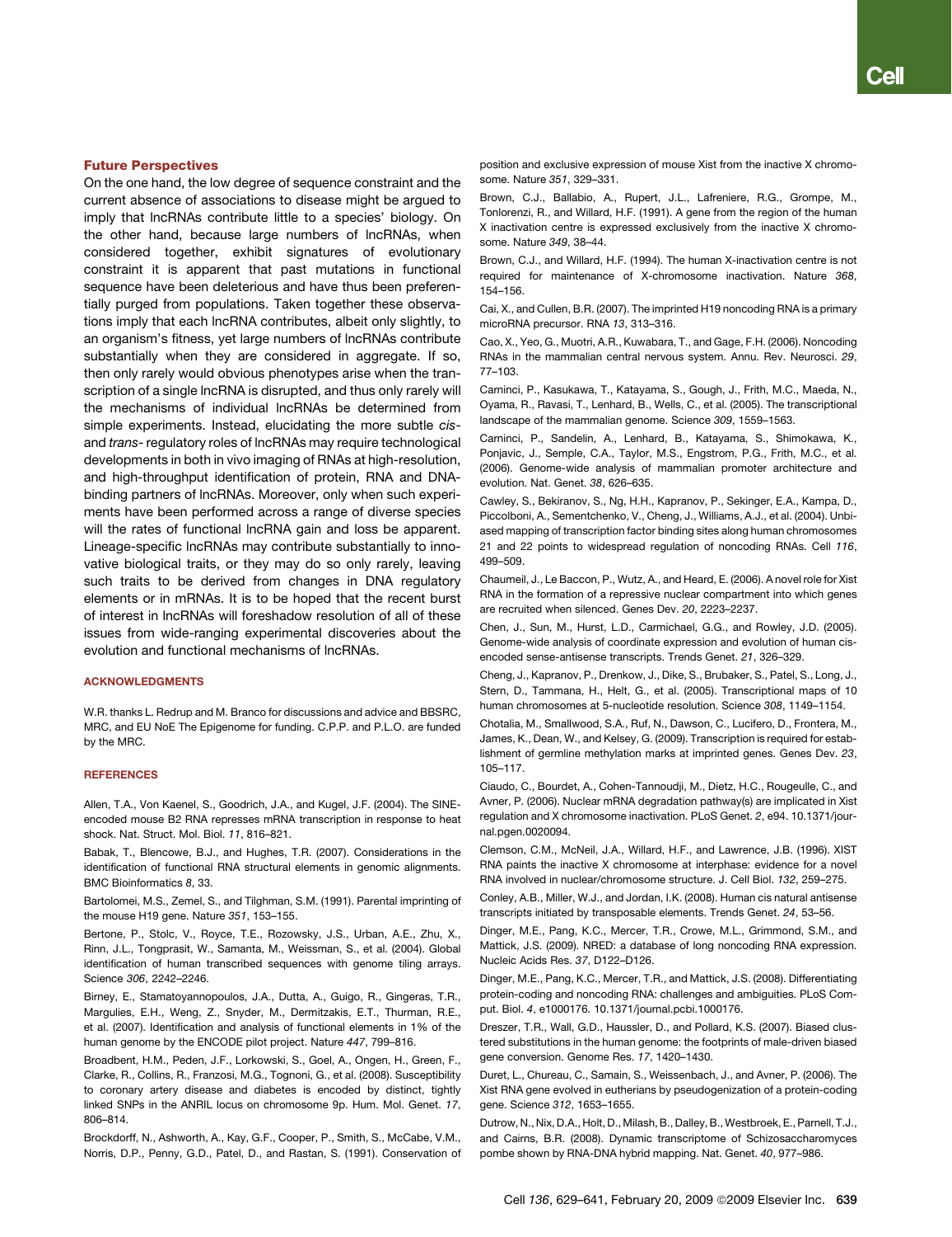## Future Perspectives

On the one hand, the low degree of sequence constraint and the current absence of associations to disease might be argued to imply that lncRNAs contribute little to a species' biology. On the other hand, because large numbers of lncRNAs, when considered together, exhibit signatures of evolutionary constraint it is apparent that past mutations in functional sequence have been deleterious and have thus been preferentially purged from populations. Taken together these observations imply that each lncRNA contributes, albeit only slightly, to an organism's fitness, yet large numbers of lncRNAs contribute substantially when they are considered in aggregate. If so, then only rarely would obvious phenotypes arise when the transcription of a single lncRNA is disrupted, and thus only rarely will the mechanisms of individual lncRNAs be determined from simple experiments. Instead, elucidating the more subtle *cis*- and *trans*- regulatory roles of lncRNAs may require technological developments in both in vivo imaging of RNAs at high-resolution, and high-throughput identification of protein, RNA and DNA-binding partners of lncRNAs. Moreover, only when such experiments have been performed across a range of diverse species will the rates of functional lncRNA gain and loss be apparent. Lineage-specific lncRNAs may contribute substantially to innovative biological traits, or they may do so only rarely, leaving such traits to be derived from changes in DNA regulatory elements or in mRNAs. It is to be hoped that the recent burst of interest in lncRNAs will foreshadow resolution of all of these issues from wide-ranging experimental discoveries about the evolution and functional mechanisms of lncRNAs.

## ACKNOWLEDGMENTS

W.R. thanks L. Redrup and M. Branco for discussions and advice and BBSRC, MRC, and EU NoE The Epigenome for funding. C.P.P. and P.L.O. are funded by the MRC.

## REFERENCES

Allen, T.A., Von Kaenel, S., Goodrich, J.A., and Kugel, J.F. (2004). The SINE-encoded mouse B2 RNA represses mRNA transcription in response to heat shock. Nat. Struct. Mol. Biol. *11*, 816–821.

Babak, T., Blencowe, B.J., and Hughes, T.R. (2007). Considerations in the identification of functional RNA structural elements in genomic alignments. BMC Bioinformatics *8*, 33.

Bartolomei, M.S., Zemel, S., and Tilghman, S.M. (1991). Parental imprinting of the mouse H19 gene. Nature *351*, 153–155.

Bertone, P., Stolc, V., Royce, T.E., Rozowsky, J.S., Urban, A.E., Zhu, X., Rinn, J.L., Tongprasit, W., Samanta, M., Weissman, S., et al. (2004). Global identification of human transcribed sequences with genome tiling arrays. Science *306*, 2242–2246.

Birney, E., Stamatoyannopoulos, J.A., Dutta, A., Guigo, R., Gingeras, T.R., Margulies, E.H., Weng, Z., Snyder, M., Dermitzakis, E.T., Thurman, R.E., et al. (2007). Identification and analysis of functional elements in 1% of the human genome by the ENCODE pilot project. Nature *447*, 799–816.

Broadbent, H.M., Peden, J.F., Lorkowski, S., Goel, A., Ongen, H., Green, F., Clarke, R., Collins, R., Franzosi, M.G., Tognoni, G., et al. (2008). Susceptibility to coronary artery disease and diabetes is encoded by distinct, tightly linked SNPs in the ANRIL locus on chromosome 9p. Hum. Mol. Genet. *17*, 806–814.

Brockdorff, N., Ashworth, A., Kay, G.F., Cooper, P., Smith, S., McCabe, V.M., Norris, D.P., Penny, G.D., Patel, D., and Rastan, S. (1991). Conservation of position and exclusive expression of mouse Xist from the inactive X chromosome. Nature *351*, 329–331.

Brown, C.J., Ballabio, A., Rupert, J.L., Lafreniere, R.G., Grompe, M., Tonlorenzi, R., and Willard, H.F. (1991). A gene from the region of the human X inactivation centre is expressed exclusively from the inactive X chromosome. Nature *349*, 38–44.

Brown, C.J., and Willard, H.F. (1994). The human X-inactivation centre is not required for maintenance of X-chromosome inactivation. Nature *368*, 154–156.

Cai, X., and Cullen, B.R. (2007). The imprinted H19 noncoding RNA is a primary microRNA precursor. RNA *13*, 313–316.

Cao, X., Yeo, G., Muotri, A.R., Kuwabara, T., and Gage, F.H. (2006). Noncoding RNAs in the mammalian central nervous system. Annu. Rev. Neurosci. *29*, 77–103.

Carninci, P., Kasukawa, T., Katayama, S., Gough, J., Frith, M.C., Maeda, N., Oyama, R., Ravasi, T., Lenhard, B., Wells, C., et al. (2005). The transcriptional landscape of the mammalian genome. Science *309*, 1559–1563.

Carninci, P., Sandelin, A., Lenhard, B., Katayama, S., Shimokawa, K., Ponjavic, J., Semple, C.A., Taylor, M.S., Engstrom, P.G., Frith, M.C., et al. (2006). Genome-wide analysis of mammalian promoter architecture and evolution. Nat. Genet. *38*, 626–635.

Cawley, S., Bekiranov, S., Ng, H.H., Kapranov, P., Sekinger, E.A., Kampa, D., Piccolboni, A., Sementchenko, V., Cheng, J., Williams, A.J., et al. (2004). Unbiased mapping of transcription factor binding sites along human chromosomes 21 and 22 points to widespread regulation of noncoding RNAs. Cell *116*, 499–509.

Chaumeil, J., Le Baccon, P., Wutz, A., and Heard, E. (2006). A novel role for Xist RNA in the formation of a repressive nuclear compartment into which genes are recruited when silenced. Genes Dev. *20*, 2223–2237.

Chen, J., Sun, M., Hurst, L.D., Carmichael, G.G., and Rowley, J.D. (2005). Genome-wide analysis of coordinate expression and evolution of human cis-encoded sense-antisense transcripts. Trends Genet. *21*, 326–329.

Cheng, J., Kapranov, P., Drenkow, J., Dike, S., Brubaker, S., Patel, S., Long, J., Stern, D., Tammana, H., Helt, G., et al. (2005). Transcriptional maps of 10 human chromosomes at 5-nucleotide resolution. Science *308*, 1149–1154.

Chotalia, M., Smallwood, S.A., Ruf, N., Dawson, C., Lucifero, D., Frontera, M., James, K., Dean, W., and Kelsey, G. (2009). Transcription is required for establishment of germline methylation marks at imprinted genes. Genes Dev. *23*, 105–117.

Ciaudo, C., Bourdet, A., Cohen-Tannoudji, M., Dietz, H.C., Rougeulle, C., and Avner, P. (2006). Nuclear mRNA degradation pathway(s) are implicated in Xist regulation and X chromosome inactivation. PLoS Genet. *2*, e94. 10.1371/journal.pgen.0020094.

Clemson, C.M., McNeil, J.A., Willard, H.F., and Lawrence, J.B. (1996). XIST RNA paints the inactive X chromosome at interphase: evidence for a novel RNA involved in nuclear/chromosome structure. J. Cell Biol. *132*, 259–275.

Conley, A.B., Miller, W.J., and Jordan, I.K. (2008). Human cis natural antisense transcripts initiated by transposable elements. Trends Genet. *24*, 53–56.

Dinger, M.E., Pang, K.C., Mercer, T.R., Crowe, M.L., Grimmond, S.M., and Mattick, J.S. (2009). NRED: a database of long noncoding RNA expression. Nucleic Acids Res. *37*, D122–D126.

Dinger, M.E., Pang, K.C., Mercer, T.R., and Mattick, J.S. (2008). Differentiating protein-coding and noncoding RNA: challenges and ambiguities. PLoS Comput. Biol. *4*, e1000176. 10.1371/journal.pcbi.1000176.

Dreszer, T.R., Wall, G.D., Haussler, D., and Pollard, K.S. (2007). Biased clustered substitutions in the human genome: the footprints of male-driven biased gene conversion. Genome Res. *17*, 1420–1430.

Duret, L., Chureau, C., Samain, S., Weissenbach, J., and Avner, P. (2006). The Xist RNA gene evolved in eutherians by pseudogenization of a protein-coding gene. Science *312*, 1653–1655.

Dutrow, N., Nix, D.A., Holt, D., Milash, B., Dalley, B., Westbroek, E., Parnell, T.J., and Cairns, B.R. (2008). Dynamic transcriptome of Schizosaccharomyces pombe shown by RNA-DNA hybrid mapping. Nat. Genet. *40*, 977–986.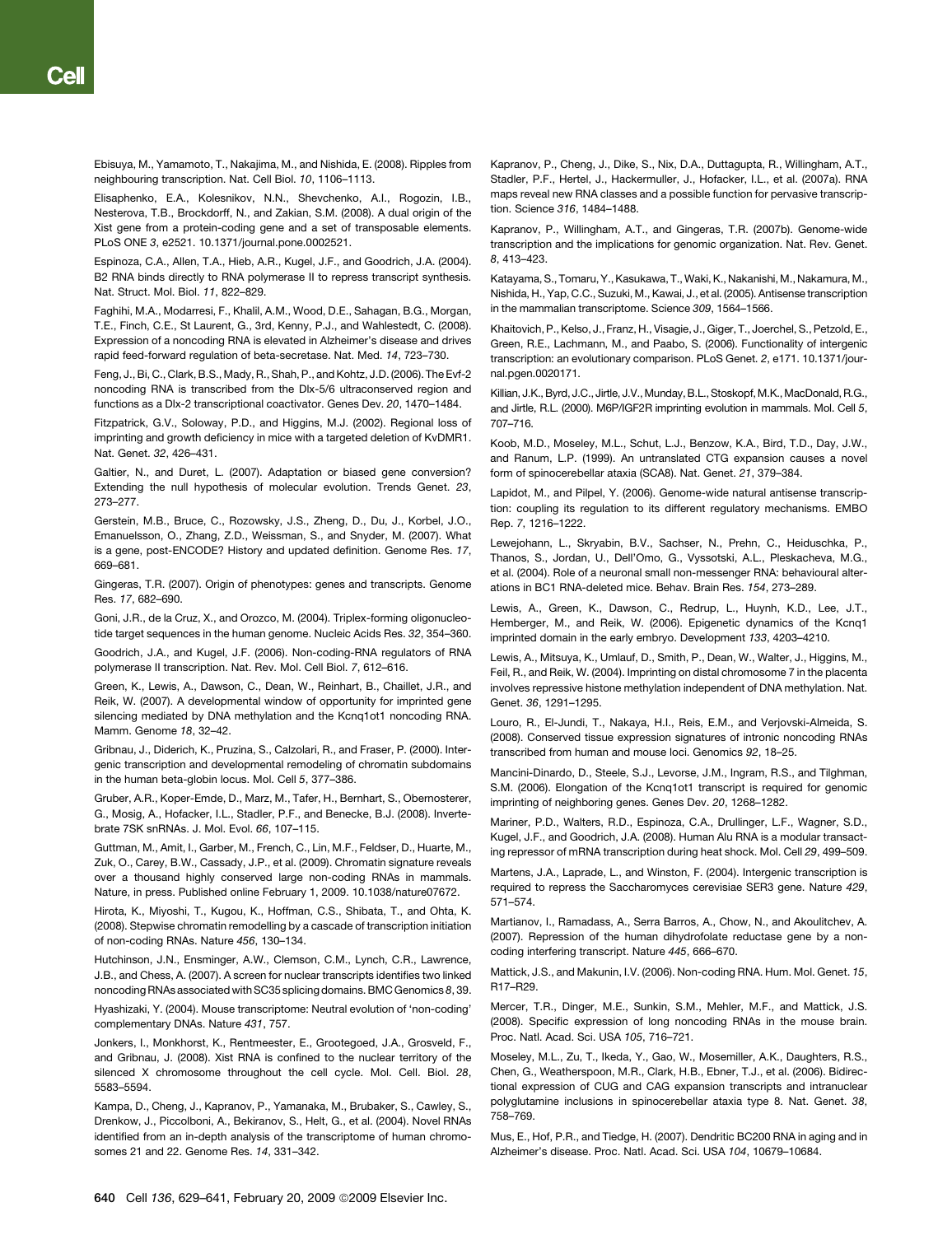Ebisuya, M., Yamamoto, T., Nakajima, M., and Nishida, E. (2008). Ripples from neighbouring transcription. Nat. Cell Biol. *10*, 1106–1113.

Elisaphenko, E.A., Kolesnikov, N.N., Shevchenko, A.I., Rogozin, I.B., Nesterova, T.B., Brockdorff, N., and Zakian, S.M. (2008). A dual origin of the Xist gene from a protein-coding gene and a set of transposable elements. PLoS ONE *3*, e2521. 10.1371/journal.pone.0002521.

Espinoza, C.A., Allen, T.A., Hieb, A.R., Kugel, J.F., and Goodrich, J.A. (2004). B2 RNA binds directly to RNA polymerase II to repress transcript synthesis. Nat. Struct. Mol. Biol. *11*, 822–829.

Faghihi, M.A., Modarresi, F., Khalil, A.M., Wood, D.E., Sahagan, B.G., Morgan, T.E., Finch, C.E., St Laurent, G., 3rd, Kenny, P.J., and Wahlestedt, C. (2008). Expression of a noncoding RNA is elevated in Alzheimer's disease and drives rapid feed-forward regulation of beta-secretase. Nat. Med. *14*, 723–730.

Feng, J., Bi, C., Clark, B.S., Mady, R., Shah, P., and Kohtz, J.D. (2006). The Evf-2 noncoding RNA is transcribed from the Dlx-5/6 ultraconserved region and functions as a Dlx-2 transcriptional coactivator. Genes Dev. *20*, 1470–1484.

Fitzpatrick, G.V., Soloway, P.D., and Higgins, M.J. (2002). Regional loss of imprinting and growth deficiency in mice with a targeted deletion of KvDMR1. Nat. Genet. *32*, 426–431.

Galtier, N., and Duret, L. (2007). Adaptation or biased gene conversion? Extending the null hypothesis of molecular evolution. Trends Genet. *23*, 273–277.

Gerstein, M.B., Bruce, C., Rozowsky, J.S., Zheng, D., Du, J., Korbel, J.O., Emanuelsson, O., Zhang, Z.D., Weissman, S., and Snyder, M. (2007). What is a gene, post-ENCODE? History and updated definition. Genome Res. *17*, 669–681.

Gingeras, T.R. (2007). Origin of phenotypes: genes and transcripts. Genome Res. *17*, 682–690.

Goni, J.R., de la Cruz, X., and Orozco, M. (2004). Triplex-forming oligonucleotide target sequences in the human genome. Nucleic Acids Res. *32*, 354–360.

Goodrich, J.A., and Kugel, J.F. (2006). Non-coding-RNA regulators of RNA polymerase II transcription. Nat. Rev. Mol. Cell Biol. *7*, 612–616.

Green, K., Lewis, A., Dawson, C., Dean, W., Reinhart, B., Chaillet, J.R., and Reik, W. (2007). A developmental window of opportunity for imprinted gene silencing mediated by DNA methylation and the Kcnq1ot1 noncoding RNA. Mamm. Genome *18*, 32–42.

Gribnau, J., Diderich, K., Pruzina, S., Calzolari, R., and Fraser, P. (2000). Intergenic transcription and developmental remodeling of chromatin subdomains in the human beta-globin locus. Mol. Cell *5*, 377–386.

Gruber, A.R., Koper-Emde, D., Marz, M., Tafer, H., Bernhart, S., Obernosterer, G., Mosig, A., Hofacker, I.L., Stadler, P.F., and Benecke, B.J. (2008). Invertebrate 7SK snRNAs. J. Mol. Evol. *66*, 107–115.

Guttman, M., Amit, I., Garber, M., French, C., Lin, M.F., Feldser, D., Huarte, M., Zuk, O., Carey, B.W., Cassady, J.P., et al. (2009). Chromatin signature reveals over a thousand highly conserved large non-coding RNAs in mammals. Nature, in press. Published online February 1, 2009. 10.1038/nature07672.

Hirota, K., Miyoshi, T., Kugou, K., Hoffman, C.S., Shibata, T., and Ohta, K. (2008). Stepwise chromatin remodelling by a cascade of transcription initiation of non-coding RNAs. Nature *456*, 130–134.

Hutchinson, J.N., Ensminger, A.W., Clemson, C.M., Lynch, C.R., Lawrence, J.B., and Chess, A. (2007). A screen for nuclear transcripts identifies two linked noncoding RNAs associated with SC35 splicing domains. BMC Genomics *8*, 39.

Hyashizaki, Y. (2004). Mouse transcriptome: Neutral evolution of 'non-coding' complementary DNAs. Nature *431*, 757.

Jonkers, I., Monkhorst, K., Rentmeester, E., Grootegoed, J.A., Grosveld, F., and Gribnau, J. (2008). Xist RNA is confined to the nuclear territory of the silenced X chromosome throughout the cell cycle. Mol. Cell. Biol. *28*, 5583–5594.

Kampa, D., Cheng, J., Kapranov, P., Yamanaka, M., Brubaker, S., Cawley, S., Drenkow, J., Piccolboni, A., Bekiranov, S., Helt, G., et al. (2004). Novel RNAs identified from an in-depth analysis of the transcriptome of human chromosomes 21 and 22. Genome Res. *14*, 331–342.

Kapranov, P., Cheng, J., Dike, S., Nix, D.A., Duttagupta, R., Willingham, A.T., Stadler, P.F., Hertel, J., Hackermuller, J., Hofacker, I.L., et al. (2007a). RNA maps reveal new RNA classes and a possible function for pervasive transcription. Science *316*, 1484–1488.

Kapranov, P., Willingham, A.T., and Gingeras, T.R. (2007b). Genome-wide transcription and the implications for genomic organization. Nat. Rev. Genet. *8*, 413–423.

Katayama, S., Tomaru, Y., Kasukawa, T., Waki, K., Nakanishi, M., Nakamura, M., Nishida, H., Yap, C.C., Suzuki, M., Kawai, J., et al. (2005). Antisense transcription in the mammalian transcriptome. Science *309*, 1564–1566.

Khaitovich, P., Kelso, J., Franz, H., Visagie, J., Giger, T., Joerchel, S., Petzold, E., Green, R.E., Lachmann, M., and Paabo, S. (2006). Functionality of intergenic transcription: an evolutionary comparison. PLoS Genet. *2*, e171. 10.1371/journal.pgen.0020171.

Killian, J.K., Byrd, J.C., Jirtle, J.V., Munday, B.L., Stoskopf, M.K., MacDonald, R.G., and Jirtle, R.L. (2000). M6P/IGF2R imprinting evolution in mammals. Mol. Cell *5*, 707–716.

Koob, M.D., Moseley, M.L., Schut, L.J., Benzow, K.A., Bird, T.D., Day, J.W., and Ranum, L.P. (1999). An untranslated CTG expansion causes a novel form of spinocerebellar ataxia (SCA8). Nat. Genet. *21*, 379–384.

Lapidot, M., and Pilpel, Y. (2006). Genome-wide natural antisense transcription: coupling its regulation to its different regulatory mechanisms. EMBO Rep. *7*, 1216–1222.

Lewejohann, L., Skryabin, B.V., Sachser, N., Prehn, C., Heiduschka, P., Thanos, S., Jordan, U., Dell'Omo, G., Vyssotski, A.L., Pleskacheva, M.G., et al. (2004). Role of a neuronal small non-messenger RNA: behavioural alterations in BC1 RNA-deleted mice. Behav. Brain Res. *154*, 273–289.

Lewis, A., Green, K., Dawson, C., Redrup, L., Huynh, K.D., Lee, J.T., Hemberger, M., and Reik, W. (2006). Epigenetic dynamics of the Kcnq1 imprinted domain in the early embryo. Development *133*, 4203–4210.

Lewis, A., Mitsuya, K., Umlauf, D., Smith, P., Dean, W., Walter, J., Higgins, M., Feil, R., and Reik, W. (2004). Imprinting on distal chromosome 7 in the placenta involves repressive histone methylation independent of DNA methylation. Nat. Genet. *36*, 1291–1295.

Louro, R., El-Jundi, T., Nakaya, H.I., Reis, E.M., and Verjovski-Almeida, S. (2008). Conserved tissue expression signatures of intronic noncoding RNAs transcribed from human and mouse loci. Genomics *92*, 18–25.

Mancini-Dinardo, D., Steele, S.J., Levorse, J.M., Ingram, R.S., and Tilghman, S.M. (2006). Elongation of the Kcnq1ot1 transcript is required for genomic imprinting of neighboring genes. Genes Dev. *20*, 1268–1282.

Mariner, P.D., Walters, R.D., Espinoza, C.A., Drullinger, L.F., Wagner, S.D., Kugel, J.F., and Goodrich, J.A. (2008). Human Alu RNA is a modular transacting repressor of mRNA transcription during heat shock. Mol. Cell *29*, 499–509.

Martens, J.A., Laprade, L., and Winston, F. (2004). Intergenic transcription is required to repress the Saccharomyces cerevisiae SER3 gene. Nature *429*, 571–574.

Martianov, I., Ramadass, A., Serra Barros, A., Chow, N., and Akoulitchev, A. (2007). Repression of the human dihydrofolate reductase gene by a non-coding interfering transcript. Nature *445*, 666–670.

Mattick, J.S., and Makunin, I.V. (2006). Non-coding RNA. Hum. Mol. Genet. *15*, R17–R29.

Mercer, T.R., Dinger, M.E., Sunkin, S.M., Mehler, M.F., and Mattick, J.S. (2008). Specific expression of long noncoding RNAs in the mouse brain. Proc. Natl. Acad. Sci. USA *105*, 716–721.

Moseley, M.L., Zu, T., Ikeda, Y., Gao, W., Mosemiller, A.K., Daughters, R.S., Chen, G., Weatherspoon, M.R., Clark, H.B., Ebner, T.J., et al. (2006). Bidirectional expression of CUG and CAG expansion transcripts and intranuclear polyglutamine inclusions in spinocerebellar ataxia type 8. Nat. Genet. *38*, 758–769.

Mus, E., Hof, P.R., and Tiedge, H. (2007). Dendritic BC200 RNA in aging and in Alzheimer's disease. Proc. Natl. Acad. Sci. USA *104*, 10679–10684.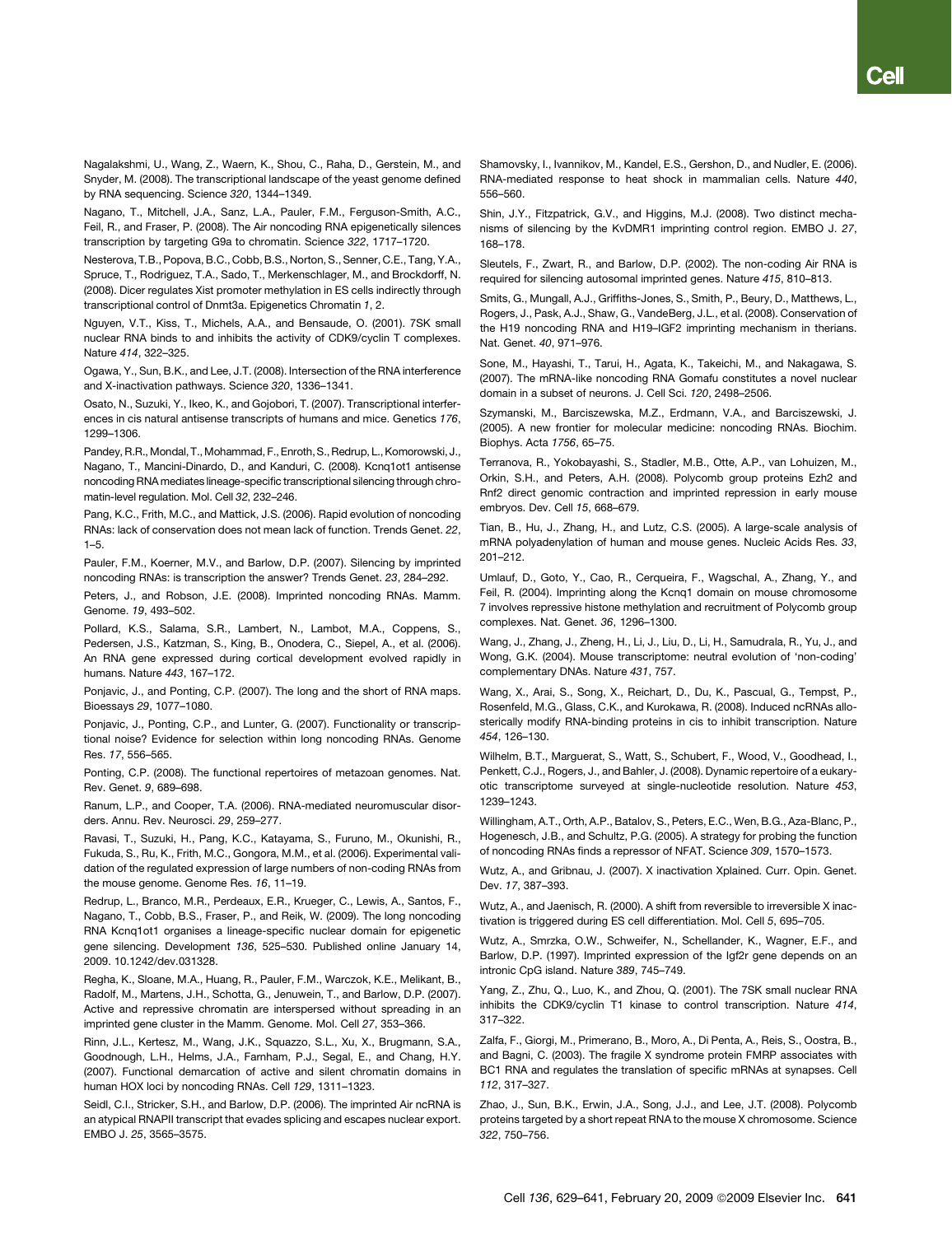Nagalakshmi, U., Wang, Z., Waern, K., Shou, C., Raha, D., Gerstein, M., and Snyder, M. (2008). The transcriptional landscape of the yeast genome defined by RNA sequencing. Science *320*, 1344–1349.

Nagano, T., Mitchell, J.A., Sanz, L.A., Pauler, F.M., Ferguson-Smith, A.C., Feil, R., and Fraser, P. (2008). The Air noncoding RNA epigenetically silences transcription by targeting G9a to chromatin. Science *322*, 1717–1720.

Nesterova, T.B., Popova, B.C., Cobb, B.S., Norton, S., Senner, C.E., Tang, Y.A., Spruce, T., Rodriguez, T.A., Sado, T., Merkenschlager, M., and Brockdorff, N. (2008). Dicer regulates Xist promoter methylation in ES cells indirectly through transcriptional control of Dnmt3a. Epigenetics Chromatin *1*, 2.

Nguyen, V.T., Kiss, T., Michels, A.A., and Bensaude, O. (2001). 7SK small nuclear RNA binds to and inhibits the activity of CDK9/cyclin T complexes. Nature *414*, 322–325.

Ogawa, Y., Sun, B.K., and Lee, J.T. (2008). Intersection of the RNA interference and X-inactivation pathways. Science *320*, 1336–1341.

Osato, N., Suzuki, Y., Ikeo, K., and Gojobori, T. (2007). Transcriptional interferences in cis natural antisense transcripts of humans and mice. Genetics *176*, 1299–1306.

Pandey, R.R., Mondal, T., Mohammad, F., Enroth, S., Redrup, L., Komorowski, J., Nagano, T., Mancini-Dinardo, D., and Kanduri, C. (2008). Kcnq1ot1 antisense noncoding RNA mediates lineage-specific transcriptional silencing through chromatin-level regulation. Mol. Cell *32*, 232–246.

Pang, K.C., Frith, M.C., and Mattick, J.S. (2006). Rapid evolution of noncoding RNAs: lack of conservation does not mean lack of function. Trends Genet. *22*, 1–5.

Pauler, F.M., Koerner, M.V., and Barlow, D.P. (2007). Silencing by imprinted noncoding RNAs: is transcription the answer? Trends Genet. *23*, 284–292.

Peters, J., and Robson, J.E. (2008). Imprinted noncoding RNAs. Mamm. Genome. *19*, 493–502.

Pollard, K.S., Salama, S.R., Lambert, N., Lambot, M.A., Coppens, S., Pedersen, J.S., Katzman, S., King, B., Onodera, C., Siepel, A., et al. (2006). An RNA gene expressed during cortical development evolved rapidly in humans. Nature *443*, 167–172.

Ponjavic, J., and Ponting, C.P. (2007). The long and the short of RNA maps. Bioessays *29*, 1077–1080.

Ponjavic, J., Ponting, C.P., and Lunter, G. (2007). Functionality or transcriptional noise? Evidence for selection within long noncoding RNAs. Genome Res. *17*, 556–565.

Ponting, C.P. (2008). The functional repertoires of metazoan genomes. Nat. Rev. Genet. *9*, 689–698.

Ranum, L.P., and Cooper, T.A. (2006). RNA-mediated neuromuscular disorders. Annu. Rev. Neurosci. *29*, 259–277.

Ravasi, T., Suzuki, H., Pang, K.C., Katayama, S., Furuno, M., Okunishi, R., Fukuda, S., Ru, K., Frith, M.C., Gongora, M.M., et al. (2006). Experimental validation of the regulated expression of large numbers of non-coding RNAs from the mouse genome. Genome Res. *16*, 11–19.

Redrup, L., Branco, M.R., Perdeaux, E.R., Krueger, C., Lewis, A., Santos, F., Nagano, T., Cobb, B.S., Fraser, P., and Reik, W. (2009). The long noncoding RNA Kcnq1ot1 organises a lineage-specific nuclear domain for epigenetic gene silencing. Development *136*, 525–530. Published online January 14, 2009. 10.1242/dev.031328.

Regha, K., Sloane, M.A., Huang, R., Pauler, F.M., Warczok, K.E., Melikant, B., Radolf, M., Martens, J.H., Schotta, G., Jenuwein, T., and Barlow, D.P. (2007). Active and repressive chromatin are interspersed without spreading in an imprinted gene cluster in the Mamm. Genome. Mol. Cell *27*, 353–366.

Rinn, J.L., Kertesz, M., Wang, J.K., Squazzo, S.L., Xu, X., Brugmann, S.A., Goodnough, L.H., Helms, J.A., Farnham, P.J., Segal, E., and Chang, H.Y. (2007). Functional demarcation of active and silent chromatin domains in human HOX loci by noncoding RNAs. Cell *129*, 1311–1323.

Seidl, C.I., Stricker, S.H., and Barlow, D.P. (2006). The imprinted Air ncRNA is an atypical RNAPII transcript that evades splicing and escapes nuclear export. EMBO J. *25*, 3565–3575.

Shamovsky, I., Ivannikov, M., Kandel, E.S., Gershon, D., and Nudler, E. (2006). RNA-mediated response to heat shock in mammalian cells. Nature *440*, 556–560.

Shin, J.Y., Fitzpatrick, G.V., and Higgins, M.J. (2008). Two distinct mechanisms of silencing by the KvDMR1 imprinting control region. EMBO J. *27*, 168–178.

Sleutels, F., Zwart, R., and Barlow, D.P. (2002). The non-coding Air RNA is required for silencing autosomal imprinted genes. Nature *415*, 810–813.

Smits, G., Mungall, A.J., Griffiths-Jones, S., Smith, P., Beury, D., Matthews, L., Rogers, J., Pask, A.J., Shaw, G., VandeBerg, J.L., et al. (2008). Conservation of the H19 noncoding RNA and H19–IGF2 imprinting mechanism in therians. Nat. Genet. *40*, 971–976.

Sone, M., Hayashi, T., Tarui, H., Agata, K., Takeichi, M., and Nakagawa, S. (2007). The mRNA-like noncoding RNA Gomafu constitutes a novel nuclear domain in a subset of neurons. J. Cell Sci. *120*, 2498–2506.

Szymanski, M., Barciszewska, M.Z., Erdmann, V.A., and Barciszewski, J. (2005). A new frontier for molecular medicine: noncoding RNAs. Biochim. Biophys. Acta *1756*, 65–75.

Terranova, R., Yokobayashi, S., Stadler, M.B., Otte, A.P., van Lohuizen, M., Orkin, S.H., and Peters, A.H. (2008). Polycomb group proteins Ezh2 and Rnf2 direct genomic contraction and imprinted repression in early mouse embryos. Dev. Cell *15*, 668–679.

Tian, B., Hu, J., Zhang, H., and Lutz, C.S. (2005). A large-scale analysis of mRNA polyadenylation of human and mouse genes. Nucleic Acids Res. *33*, 201–212.

Umlauf, D., Goto, Y., Cao, R., Cerqueira, F., Wagschal, A., Zhang, Y., and Feil, R. (2004). Imprinting along the Kcnq1 domain on mouse chromosome 7 involves repressive histone methylation and recruitment of Polycomb group complexes. Nat. Genet. *36*, 1296–1300.

Wang, J., Zhang, J., Zheng, H., Li, J., Liu, D., Li, H., Samudrala, R., Yu, J., and Wong, G.K. (2004). Mouse transcriptome: neutral evolution of 'non-coding' complementary DNAs. Nature *431*, 757.

Wang, X., Arai, S., Song, X., Reichart, D., Du, K., Pascual, G., Tempst, P., Rosenfeld, M.G., Glass, C.K., and Kurokawa, R. (2008). Induced ncRNAs allosterically modify RNA-binding proteins in cis to inhibit transcription. Nature *454*, 126–130.

Wilhelm, B.T., Marguerat, S., Watt, S., Schubert, F., Wood, V., Goodhead, I., Penkett, C.J., Rogers, J., and Bahler, J. (2008). Dynamic repertoire of a eukaryotic transcriptome surveyed at single-nucleotide resolution. Nature *453*, 1239–1243.

Willingham, A.T., Orth, A.P., Batalov, S., Peters, E.C., Wen, B.G., Aza-Blanc, P., Hogenesch, J.B., and Schultz, P.G. (2005). A strategy for probing the function of noncoding RNAs finds a repressor of NFAT. Science *309*, 1570–1573.

Wutz, A., and Gribnau, J. (2007). X inactivation Xplained. Curr. Opin. Genet. Dev. *17*, 387–393.

Wutz, A., and Jaenisch, R. (2000). A shift from reversible to irreversible X inactivation is triggered during ES cell differentiation. Mol. Cell *5*, 695–705.

Wutz, A., Smrzka, O.W., Schweifer, N., Schellander, K., Wagner, E.F., and Barlow, D.P. (1997). Imprinted expression of the Igf2r gene depends on an intronic CpG island. Nature *389*, 745–749.

Yang, Z., Zhu, Q., Luo, K., and Zhou, Q. (2001). The 7SK small nuclear RNA inhibits the CDK9/cyclin T1 kinase to control transcription. Nature *414*, 317–322.

Zalfa, F., Giorgi, M., Primerano, B., Moro, A., Di Penta, A., Reis, S., Oostra, B., and Bagni, C. (2003). The fragile X syndrome protein FMRP associates with BC1 RNA and regulates the translation of specific mRNAs at synapses. Cell *112*, 317–327.

Zhao, J., Sun, B.K., Erwin, J.A., Song, J.J., and Lee, J.T. (2008). Polycomb proteins targeted by a short repeat RNA to the mouse X chromosome. Science *322*, 750–756.